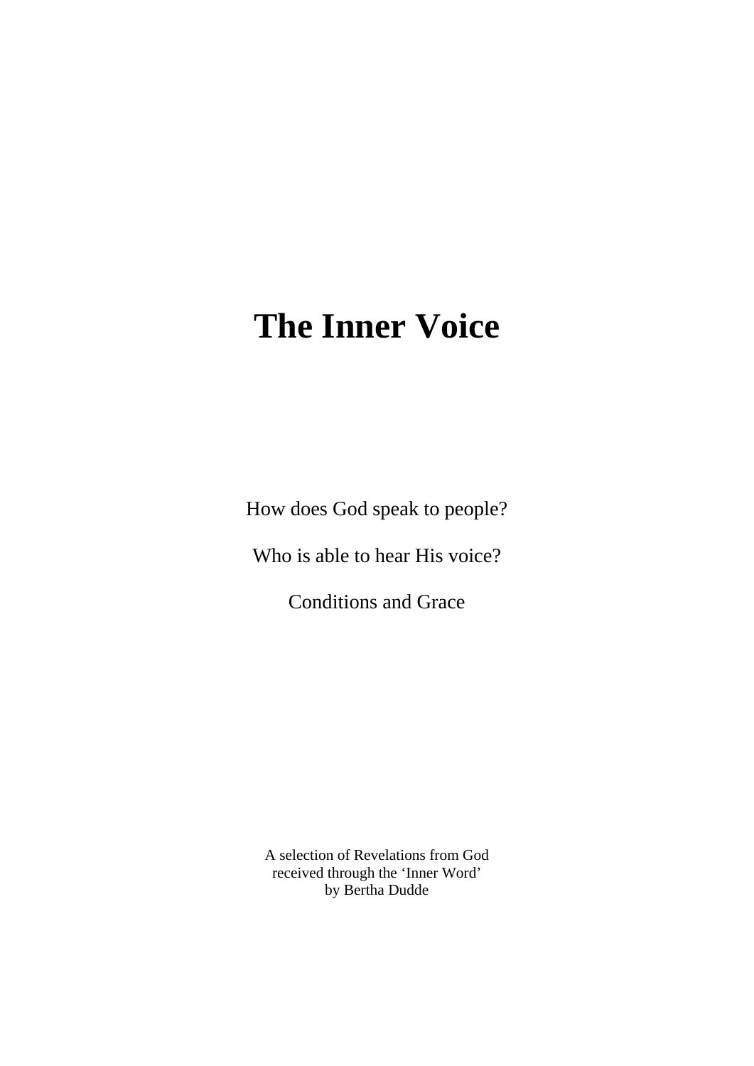# The Inner Voice

How does God speak to people?

Who is able to hear His voice?

Conditions and Grace

A selection of Revelations from God
received through the 'Inner Word'
by Bertha Dudde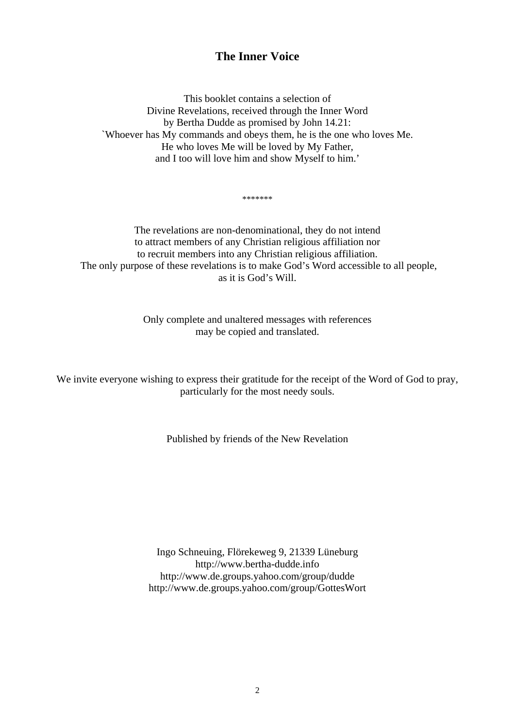# The Inner Voice

This booklet contains a selection of
Divine Revelations, received through the Inner Word
by Bertha Dudde as promised by John 14.21:
`Whoever has My commands and obeys them, he is the one who loves Me.
He who loves Me will be loved by My Father,
and I too will love him and show Myself to him.'

*******

The revelations are non-denominational, they do not intend
to attract members of any Christian religious affiliation nor
to recruit members into any Christian religious affiliation.
The only purpose of these revelations is to make God's Word accessible to all people,
as it is God's Will.

Only complete and unaltered messages with references
may be copied and translated.

We invite everyone wishing to express their gratitude for the receipt of the Word of God to pray,
particularly for the most needy souls.

Published by friends of the New Revelation

Ingo Schneuing, Flörekeweg 9, 21339 Lüneburg
http://www.bertha-dudde.info
http://www.de.groups.yahoo.com/group/dudde
http://www.de.groups.yahoo.com/group/GottesWort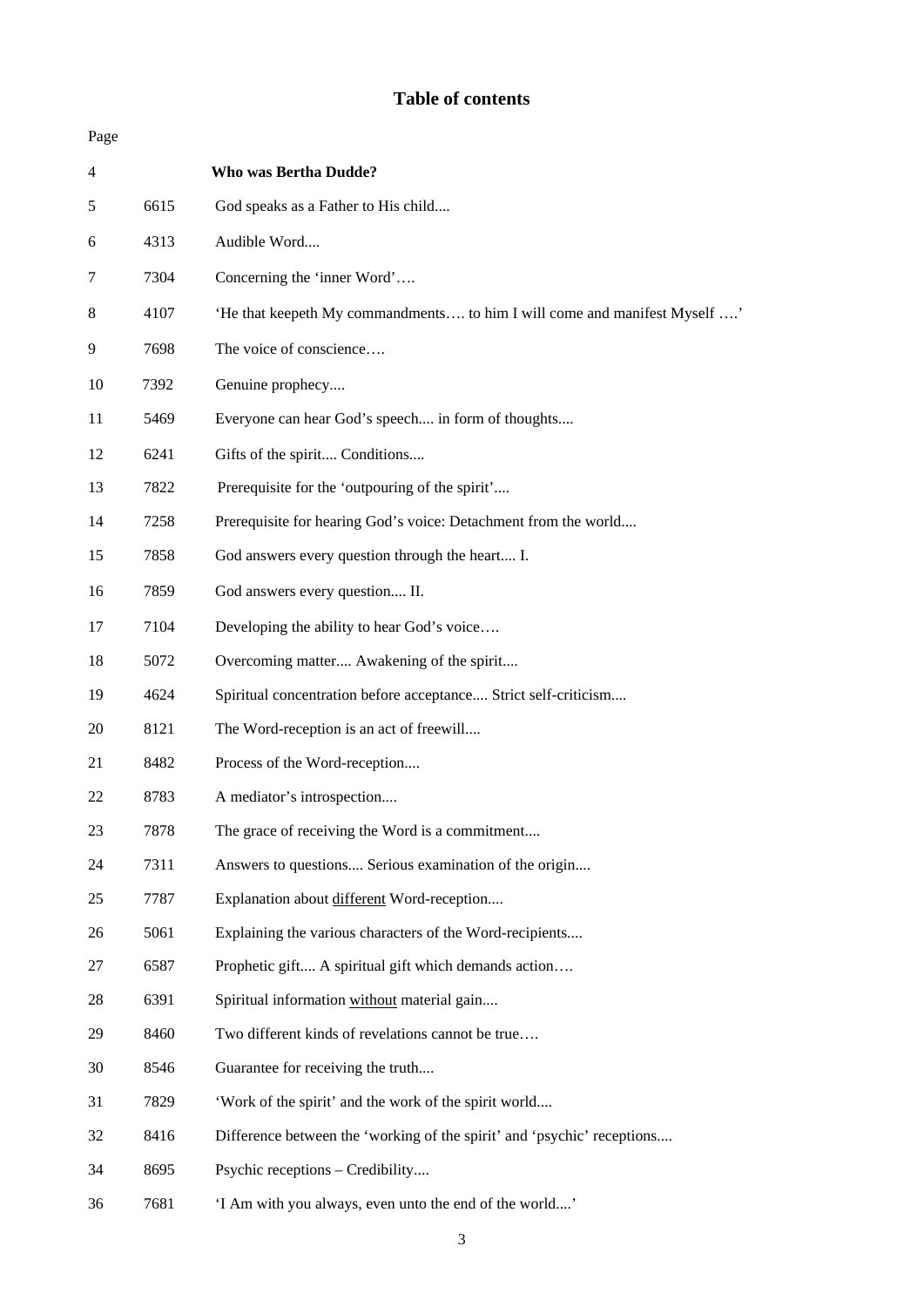# Table of contents

| Page | | |
|---|---|---|
| 4 | | **Who was Bertha Dudde?** |
| 5 | 6615 | God speaks as a Father to His child.... |
| 6 | 4313 | Audible Word.... |
| 7 | 7304 | Concerning the 'inner Word'…. |
| 8 | 4107 | 'He that keepeth My commandments…. to him I will come and manifest Myself ….' |
| 9 | 7698 | The voice of conscience…. |
| 10 | 7392 | Genuine prophecy.... |
| 11 | 5469 | Everyone can hear God's speech.... in form of thoughts.... |
| 12 | 6241 | Gifts of the spirit.... Conditions.... |
| 13 | 7822 | Prerequisite for the 'outpouring of the spirit'.... |
| 14 | 7258 | Prerequisite for hearing God's voice: Detachment from the world.... |
| 15 | 7858 | God answers every question through the heart.... I. |
| 16 | 7859 | God answers every question.... II. |
| 17 | 7104 | Developing the ability to hear God's voice…. |
| 18 | 5072 | Overcoming matter.... Awakening of the spirit.... |
| 19 | 4624 | Spiritual concentration before acceptance.... Strict self-criticism.... |
| 20 | 8121 | The Word-reception is an act of freewill.... |
| 21 | 8482 | Process of the Word-reception.... |
| 22 | 8783 | A mediator's introspection.... |
| 23 | 7878 | The grace of receiving the Word is a commitment.... |
| 24 | 7311 | Answers to questions.... Serious examination of the origin.... |
| 25 | 7787 | Explanation about <u>different</u> Word-reception.... |
| 26 | 5061 | Explaining the various characters of the Word-recipients.... |
| 27 | 6587 | Prophetic gift.... A spiritual gift which demands action…. |
| 28 | 6391 | Spiritual information <u>without</u> material gain.... |
| 29 | 8460 | Two different kinds of revelations cannot be true…. |
| 30 | 8546 | Guarantee for receiving the truth.... |
| 31 | 7829 | 'Work of the spirit' and the work of the spirit world.... |
| 32 | 8416 | Difference between the 'working of the spirit' and 'psychic' receptions.... |
| 34 | 8695 | Psychic receptions – Credibility.... |
| 36 | 7681 | 'I Am with you always, even unto the end of the world....' |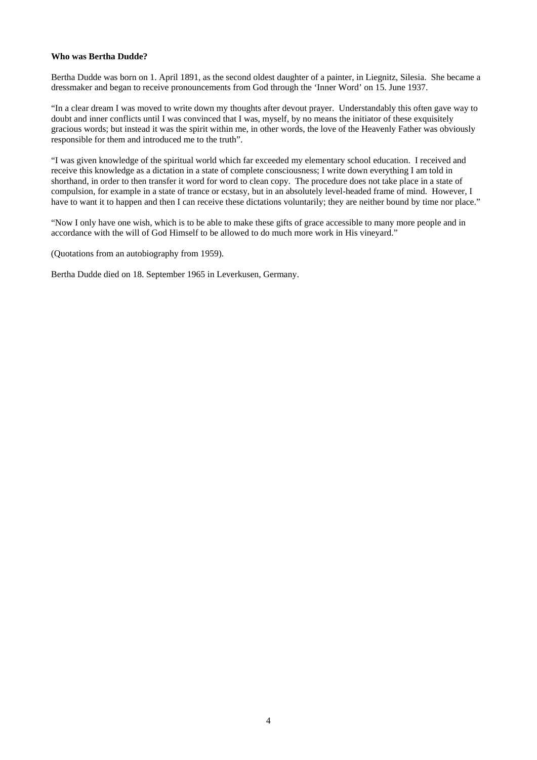**Who was Bertha Dudde?**

Bertha Dudde was born on 1. April 1891, as the second oldest daughter of a painter, in Liegnitz, Silesia. She became a dressmaker and began to receive pronouncements from God through the 'Inner Word' on 15. June 1937.

"In a clear dream I was moved to write down my thoughts after devout prayer. Understandably this often gave way to doubt and inner conflicts until I was convinced that I was, myself, by no means the initiator of these exquisitely gracious words; but instead it was the spirit within me, in other words, the love of the Heavenly Father was obviously responsible for them and introduced me to the truth".

"I was given knowledge of the spiritual world which far exceeded my elementary school education. I received and receive this knowledge as a dictation in a state of complete consciousness; I write down everything I am told in shorthand, in order to then transfer it word for word to clean copy. The procedure does not take place in a state of compulsion, for example in a state of trance or ecstasy, but in an absolutely level-headed frame of mind. However, I have to want it to happen and then I can receive these dictations voluntarily; they are neither bound by time nor place."

"Now I only have one wish, which is to be able to make these gifts of grace accessible to many more people and in accordance with the will of God Himself to be allowed to do much more work in His vineyard."

(Quotations from an autobiography from 1959).

Bertha Dudde died on 18. September 1965 in Leverkusen, Germany.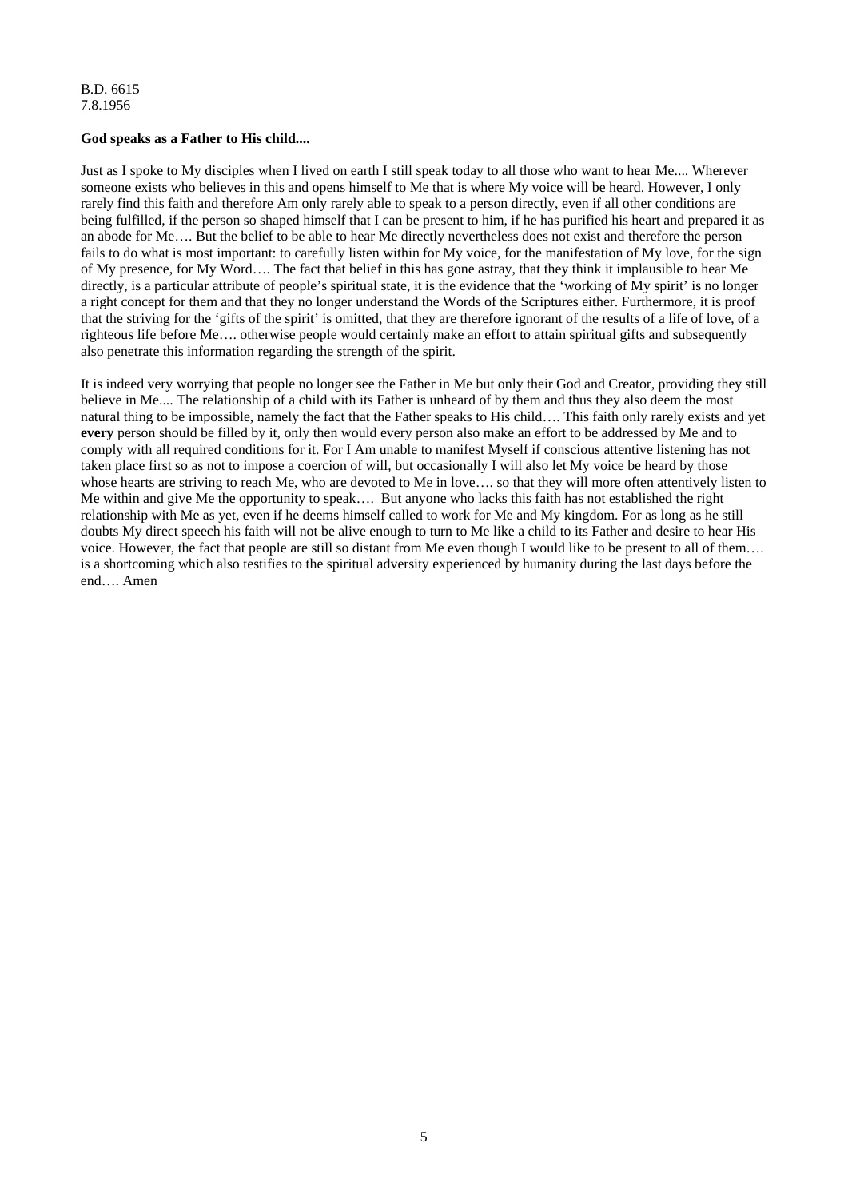B.D. 6615
7.8.1956

**God speaks as a Father to His child....**

Just as I spoke to My disciples when I lived on earth I still speak today to all those who want to hear Me.... Wherever someone exists who believes in this and opens himself to Me that is where My voice will be heard. However, I only rarely find this faith and therefore Am only rarely able to speak to a person directly, even if all other conditions are being fulfilled, if the person so shaped himself that I can be present to him, if he has purified his heart and prepared it as an abode for Me…. But the belief to be able to hear Me directly nevertheless does not exist and therefore the person fails to do what is most important: to carefully listen within for My voice, for the manifestation of My love, for the sign of My presence, for My Word…. The fact that belief in this has gone astray, that they think it implausible to hear Me directly, is a particular attribute of people's spiritual state, it is the evidence that the 'working of My spirit' is no longer a right concept for them and that they no longer understand the Words of the Scriptures either. Furthermore, it is proof that the striving for the 'gifts of the spirit' is omitted, that they are therefore ignorant of the results of a life of love, of a righteous life before Me…. otherwise people would certainly make an effort to attain spiritual gifts and subsequently also penetrate this information regarding the strength of the spirit.

It is indeed very worrying that people no longer see the Father in Me but only their God and Creator, providing they still believe in Me.... The relationship of a child with its Father is unheard of by them and thus they also deem the most natural thing to be impossible, namely the fact that the Father speaks to His child…. This faith only rarely exists and yet **every** person should be filled by it, only then would every person also make an effort to be addressed by Me and to comply with all required conditions for it. For I Am unable to manifest Myself if conscious attentive listening has not taken place first so as not to impose a coercion of will, but occasionally I will also let My voice be heard by those whose hearts are striving to reach Me, who are devoted to Me in love…. so that they will more often attentively listen to Me within and give Me the opportunity to speak…. But anyone who lacks this faith has not established the right relationship with Me as yet, even if he deems himself called to work for Me and My kingdom. For as long as he still doubts My direct speech his faith will not be alive enough to turn to Me like a child to its Father and desire to hear His voice. However, the fact that people are still so distant from Me even though I would like to be present to all of them…. is a shortcoming which also testifies to the spiritual adversity experienced by humanity during the last days before the end…. Amen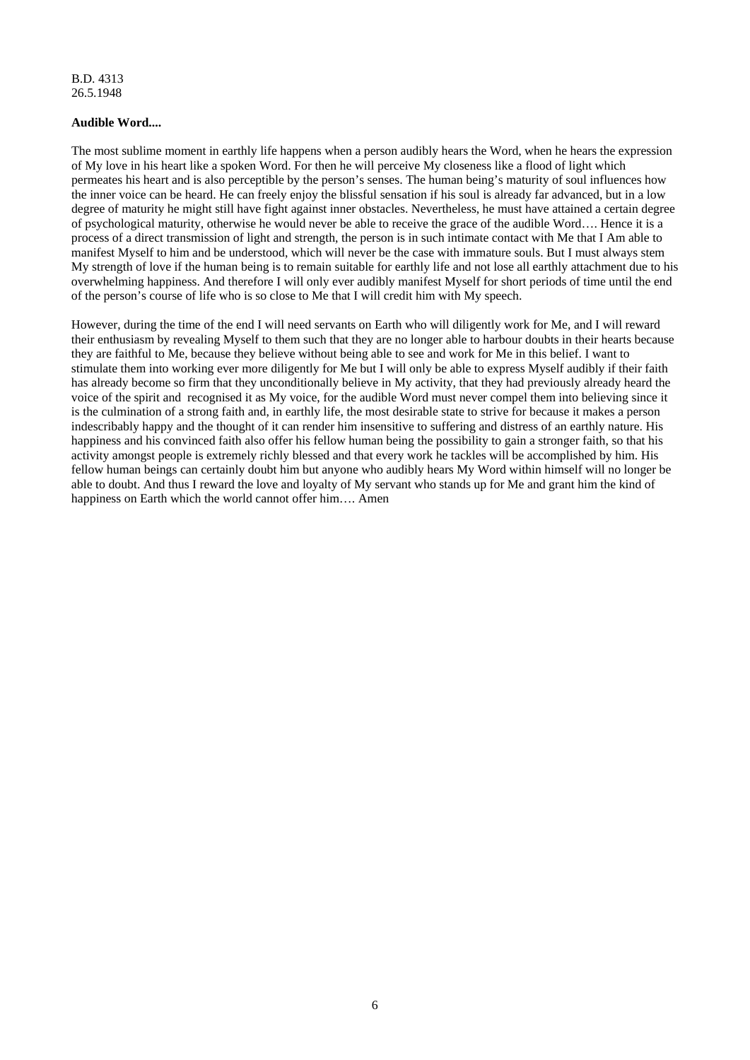B.D. 4313
26.5.1948

**Audible Word....**

The most sublime moment in earthly life happens when a person audibly hears the Word, when he hears the expression of My love in his heart like a spoken Word. For then he will perceive My closeness like a flood of light which permeates his heart and is also perceptible by the person's senses. The human being's maturity of soul influences how the inner voice can be heard. He can freely enjoy the blissful sensation if his soul is already far advanced, but in a low degree of maturity he might still have fight against inner obstacles. Nevertheless, he must have attained a certain degree of psychological maturity, otherwise he would never be able to receive the grace of the audible Word…. Hence it is a process of a direct transmission of light and strength, the person is in such intimate contact with Me that I Am able to manifest Myself to him and be understood, which will never be the case with immature souls. But I must always stem My strength of love if the human being is to remain suitable for earthly life and not lose all earthly attachment due to his overwhelming happiness. And therefore I will only ever audibly manifest Myself for short periods of time until the end of the person's course of life who is so close to Me that I will credit him with My speech.

However, during the time of the end I will need servants on Earth who will diligently work for Me, and I will reward their enthusiasm by revealing Myself to them such that they are no longer able to harbour doubts in their hearts because they are faithful to Me, because they believe without being able to see and work for Me in this belief. I want to stimulate them into working ever more diligently for Me but I will only be able to express Myself audibly if their faith has already become so firm that they unconditionally believe in My activity, that they had previously already heard the voice of the spirit and recognised it as My voice, for the audible Word must never compel them into believing since it is the culmination of a strong faith and, in earthly life, the most desirable state to strive for because it makes a person indescribably happy and the thought of it can render him insensitive to suffering and distress of an earthly nature. His happiness and his convinced faith also offer his fellow human being the possibility to gain a stronger faith, so that his activity amongst people is extremely richly blessed and that every work he tackles will be accomplished by him. His fellow human beings can certainly doubt him but anyone who audibly hears My Word within himself will no longer be able to doubt. And thus I reward the love and loyalty of My servant who stands up for Me and grant him the kind of happiness on Earth which the world cannot offer him…. Amen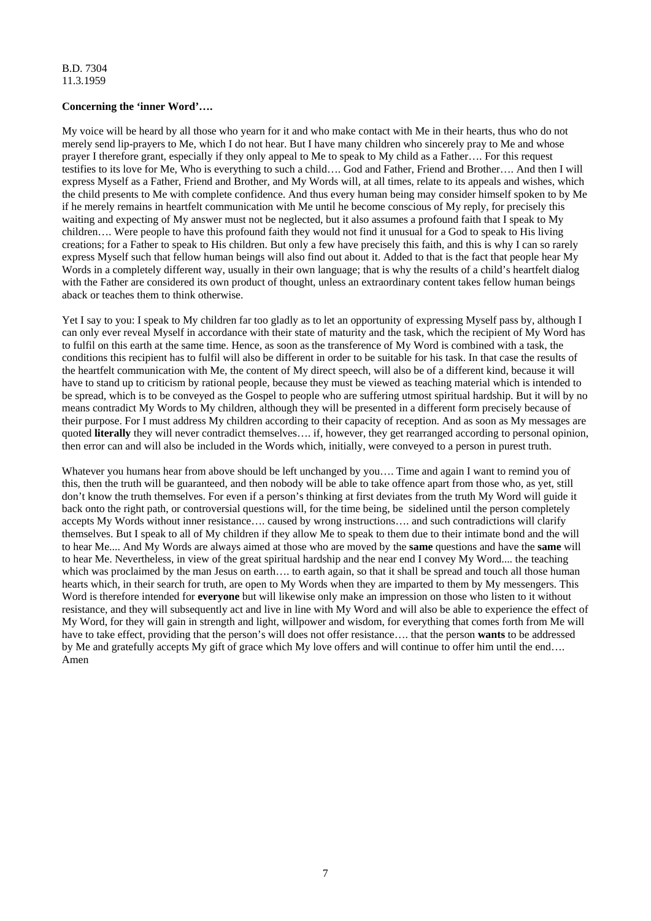B.D. 7304
11.3.1959

**Concerning the 'inner Word'….**

My voice will be heard by all those who yearn for it and who make contact with Me in their hearts, thus who do not merely send lip-prayers to Me, which I do not hear. But I have many children who sincerely pray to Me and whose prayer I therefore grant, especially if they only appeal to Me to speak to My child as a Father…. For this request testifies to its love for Me, Who is everything to such a child…. God and Father, Friend and Brother…. And then I will express Myself as a Father, Friend and Brother, and My Words will, at all times, relate to its appeals and wishes, which the child presents to Me with complete confidence. And thus every human being may consider himself spoken to by Me if he merely remains in heartfelt communication with Me until he become conscious of My reply, for precisely this waiting and expecting of My answer must not be neglected, but it also assumes a profound faith that I speak to My children…. Were people to have this profound faith they would not find it unusual for a God to speak to His living creations; for a Father to speak to His children. But only a few have precisely this faith, and this is why I can so rarely express Myself such that fellow human beings will also find out about it. Added to that is the fact that people hear My Words in a completely different way, usually in their own language; that is why the results of a child's heartfelt dialog with the Father are considered its own product of thought, unless an extraordinary content takes fellow human beings aback or teaches them to think otherwise.

Yet I say to you: I speak to My children far too gladly as to let an opportunity of expressing Myself pass by, although I can only ever reveal Myself in accordance with their state of maturity and the task, which the recipient of My Word has to fulfil on this earth at the same time. Hence, as soon as the transference of My Word is combined with a task, the conditions this recipient has to fulfil will also be different in order to be suitable for his task. In that case the results of the heartfelt communication with Me, the content of My direct speech, will also be of a different kind, because it will have to stand up to criticism by rational people, because they must be viewed as teaching material which is intended to be spread, which is to be conveyed as the Gospel to people who are suffering utmost spiritual hardship. But it will by no means contradict My Words to My children, although they will be presented in a different form precisely because of their purpose. For I must address My children according to their capacity of reception. And as soon as My messages are quoted **literally** they will never contradict themselves…. if, however, they get rearranged according to personal opinion, then error can and will also be included in the Words which, initially, were conveyed to a person in purest truth.

Whatever you humans hear from above should be left unchanged by you…. Time and again I want to remind you of this, then the truth will be guaranteed, and then nobody will be able to take offence apart from those who, as yet, still don't know the truth themselves. For even if a person's thinking at first deviates from the truth My Word will guide it back onto the right path, or controversial questions will, for the time being, be sidelined until the person completely accepts My Words without inner resistance…. caused by wrong instructions…. and such contradictions will clarify themselves. But I speak to all of My children if they allow Me to speak to them due to their intimate bond and the will to hear Me.... And My Words are always aimed at those who are moved by the **same** questions and have the **same** will to hear Me. Nevertheless, in view of the great spiritual hardship and the near end I convey My Word.... the teaching which was proclaimed by the man Jesus on earth…. to earth again, so that it shall be spread and touch all those human hearts which, in their search for truth, are open to My Words when they are imparted to them by My messengers. This Word is therefore intended for **everyone** but will likewise only make an impression on those who listen to it without resistance, and they will subsequently act and live in line with My Word and will also be able to experience the effect of My Word, for they will gain in strength and light, willpower and wisdom, for everything that comes forth from Me will have to take effect, providing that the person's will does not offer resistance…. that the person **wants** to be addressed by Me and gratefully accepts My gift of grace which My love offers and will continue to offer him until the end…. Amen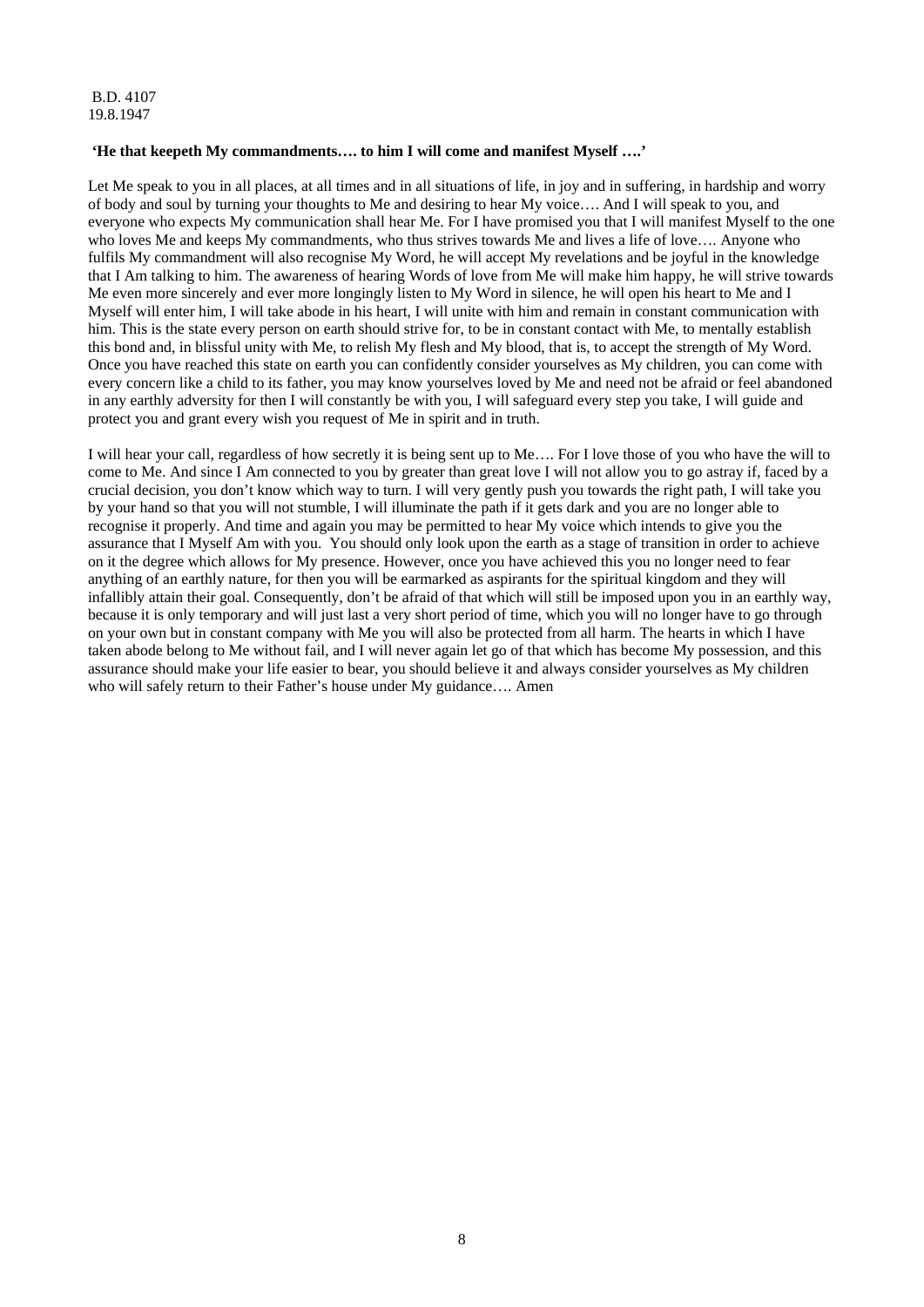B.D. 4107
19.8.1947

**'He that keepeth My commandments…. to him I will come and manifest Myself ….'**

Let Me speak to you in all places, at all times and in all situations of life, in joy and in suffering, in hardship and worry of body and soul by turning your thoughts to Me and desiring to hear My voice…. And I will speak to you, and everyone who expects My communication shall hear Me. For I have promised you that I will manifest Myself to the one who loves Me and keeps My commandments, who thus strives towards Me and lives a life of love…. Anyone who fulfils My commandment will also recognise My Word, he will accept My revelations and be joyful in the knowledge that I Am talking to him. The awareness of hearing Words of love from Me will make him happy, he will strive towards Me even more sincerely and ever more longingly listen to My Word in silence, he will open his heart to Me and I Myself will enter him, I will take abode in his heart, I will unite with him and remain in constant communication with him. This is the state every person on earth should strive for, to be in constant contact with Me, to mentally establish this bond and, in blissful unity with Me, to relish My flesh and My blood, that is, to accept the strength of My Word. Once you have reached this state on earth you can confidently consider yourselves as My children, you can come with every concern like a child to its father, you may know yourselves loved by Me and need not be afraid or feel abandoned in any earthly adversity for then I will constantly be with you, I will safeguard every step you take, I will guide and protect you and grant every wish you request of Me in spirit and in truth.

I will hear your call, regardless of how secretly it is being sent up to Me…. For I love those of you who have the will to come to Me. And since I Am connected to you by greater than great love I will not allow you to go astray if, faced by a crucial decision, you don't know which way to turn. I will very gently push you towards the right path, I will take you by your hand so that you will not stumble, I will illuminate the path if it gets dark and you are no longer able to recognise it properly. And time and again you may be permitted to hear My voice which intends to give you the assurance that I Myself Am with you. You should only look upon the earth as a stage of transition in order to achieve on it the degree which allows for My presence. However, once you have achieved this you no longer need to fear anything of an earthly nature, for then you will be earmarked as aspirants for the spiritual kingdom and they will infallibly attain their goal. Consequently, don't be afraid of that which will still be imposed upon you in an earthly way, because it is only temporary and will just last a very short period of time, which you will no longer have to go through on your own but in constant company with Me you will also be protected from all harm. The hearts in which I have taken abode belong to Me without fail, and I will never again let go of that which has become My possession, and this assurance should make your life easier to bear, you should believe it and always consider yourselves as My children who will safely return to their Father's house under My guidance…. Amen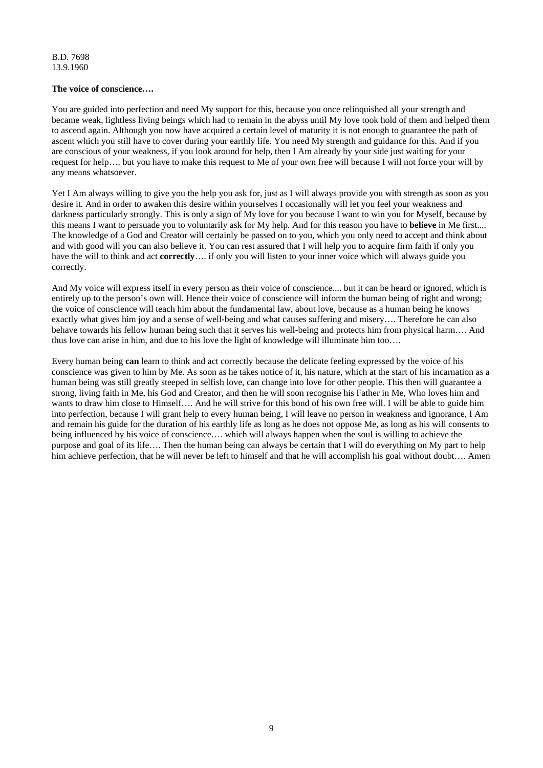B.D. 7698
13.9.1960

**The voice of conscience….**

You are guided into perfection and need My support for this, because you once relinquished all your strength and became weak, lightless living beings which had to remain in the abyss until My love took hold of them and helped them to ascend again. Although you now have acquired a certain level of maturity it is not enough to guarantee the path of ascent which you still have to cover during your earthly life. You need My strength and guidance for this. And if you are conscious of your weakness, if you look around for help, then I Am already by your side just waiting for your request for help…. but you have to make this request to Me of your own free will because I will not force your will by any means whatsoever.

Yet I Am always willing to give you the help you ask for, just as I will always provide you with strength as soon as you desire it. And in order to awaken this desire within yourselves I occasionally will let you feel your weakness and darkness particularly strongly. This is only a sign of My love for you because I want to win you for Myself, because by this means I want to persuade you to voluntarily ask for My help. And for this reason you have to **believe** in Me first.... The knowledge of a God and Creator will certainly be passed on to you, which you only need to accept and think about and with good will you can also believe it. You can rest assured that I will help you to acquire firm faith if only you have the will to think and act **correctly**…. if only you will listen to your inner voice which will always guide you correctly.

And My voice will express itself in every person as their voice of conscience.... but it can be heard or ignored, which is entirely up to the person's own will. Hence their voice of conscience will inform the human being of right and wrong; the voice of conscience will teach him about the fundamental law, about love, because as a human being he knows exactly what gives him joy and a sense of well-being and what causes suffering and misery…. Therefore he can also behave towards his fellow human being such that it serves his well-being and protects him from physical harm…. And thus love can arise in him, and due to his love the light of knowledge will illuminate him too….

Every human being **can** learn to think and act correctly because the delicate feeling expressed by the voice of his conscience was given to him by Me. As soon as he takes notice of it, his nature, which at the start of his incarnation as a human being was still greatly steeped in selfish love, can change into love for other people. This then will guarantee a strong, living faith in Me, his God and Creator, and then he will soon recognise his Father in Me, Who loves him and wants to draw him close to Himself…. And he will strive for this bond of his own free will. I will be able to guide him into perfection, because I will grant help to every human being, I will leave no person in weakness and ignorance, I Am and remain his guide for the duration of his earthly life as long as he does not oppose Me, as long as his will consents to being influenced by his voice of conscience…. which will always happen when the soul is willing to achieve the purpose and goal of its life…. Then the human being can always be certain that I will do everything on My part to help him achieve perfection, that he will never be left to himself and that he will accomplish his goal without doubt…. Amen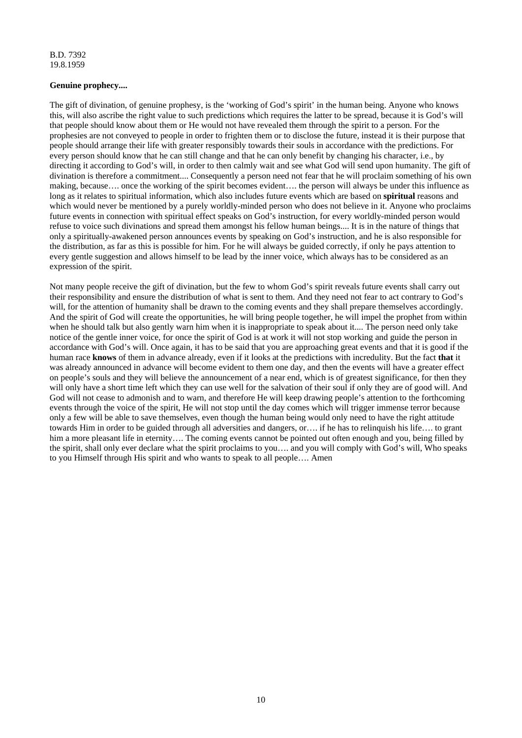B.D. 7392
19.8.1959

**Genuine prophecy....**

The gift of divination, of genuine prophesy, is the 'working of God's spirit' in the human being. Anyone who knows this, will also ascribe the right value to such predictions which requires the latter to be spread, because it is God's will that people should know about them or He would not have revealed them through the spirit to a person. For the prophesies are not conveyed to people in order to frighten them or to disclose the future, instead it is their purpose that people should arrange their life with greater responsibly towards their souls in accordance with the predictions. For every person should know that he can still change and that he can only benefit by changing his character, i.e., by directing it according to God's will, in order to then calmly wait and see what God will send upon humanity. The gift of divination is therefore a commitment.... Consequently a person need not fear that he will proclaim something of his own making, because…. once the working of the spirit becomes evident…. the person will always be under this influence as long as it relates to spiritual information, which also includes future events which are based on **spiritual** reasons and which would never be mentioned by a purely worldly-minded person who does not believe in it. Anyone who proclaims future events in connection with spiritual effect speaks on God's instruction, for every worldly-minded person would refuse to voice such divinations and spread them amongst his fellow human beings.... It is in the nature of things that only a spiritually-awakened person announces events by speaking on God's instruction, and he is also responsible for the distribution, as far as this is possible for him. For he will always be guided correctly, if only he pays attention to every gentle suggestion and allows himself to be lead by the inner voice, which always has to be considered as an expression of the spirit.

Not many people receive the gift of divination, but the few to whom God's spirit reveals future events shall carry out their responsibility and ensure the distribution of what is sent to them. And they need not fear to act contrary to God's will, for the attention of humanity shall be drawn to the coming events and they shall prepare themselves accordingly. And the spirit of God will create the opportunities, he will bring people together, he will impel the prophet from within when he should talk but also gently warn him when it is inappropriate to speak about it.... The person need only take notice of the gentle inner voice, for once the spirit of God is at work it will not stop working and guide the person in accordance with God's will. Once again, it has to be said that you are approaching great events and that it is good if the human race **knows** of them in advance already, even if it looks at the predictions with incredulity. But the fact **that** it was already announced in advance will become evident to them one day, and then the events will have a greater effect on people's souls and they will believe the announcement of a near end, which is of greatest significance, for then they will only have a short time left which they can use well for the salvation of their soul if only they are of good will. And God will not cease to admonish and to warn, and therefore He will keep drawing people's attention to the forthcoming events through the voice of the spirit, He will not stop until the day comes which will trigger immense terror because only a few will be able to save themselves, even though the human being would only need to have the right attitude towards Him in order to be guided through all adversities and dangers, or…. if he has to relinquish his life…. to grant him a more pleasant life in eternity…. The coming events cannot be pointed out often enough and you, being filled by the spirit, shall only ever declare what the spirit proclaims to you…. and you will comply with God's will, Who speaks to you Himself through His spirit and who wants to speak to all people…. Amen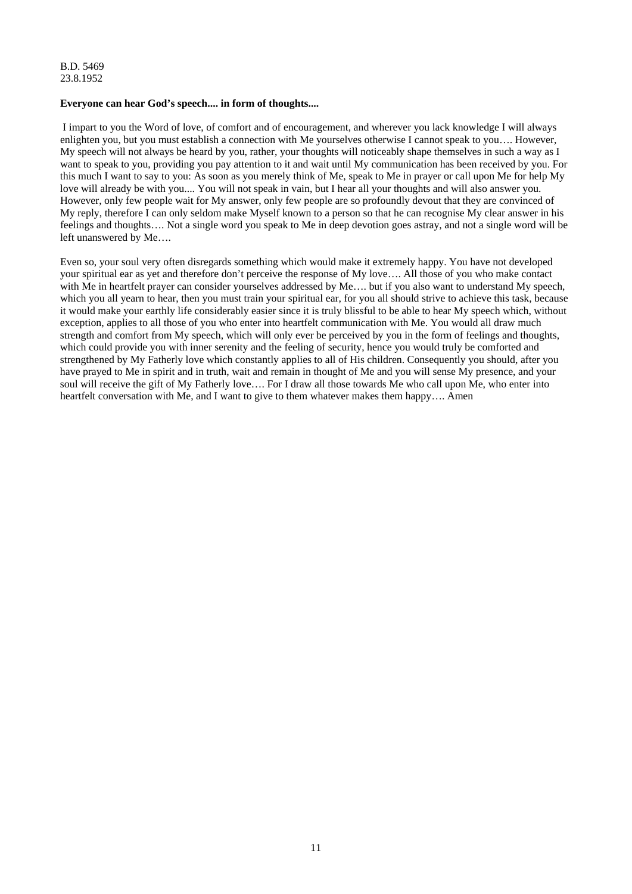B.D. 5469
23.8.1952

**Everyone can hear God's speech.... in form of thoughts....**

I impart to you the Word of love, of comfort and of encouragement, and wherever you lack knowledge I will always enlighten you, but you must establish a connection with Me yourselves otherwise I cannot speak to you…. However, My speech will not always be heard by you, rather, your thoughts will noticeably shape themselves in such a way as I want to speak to you, providing you pay attention to it and wait until My communication has been received by you. For this much I want to say to you: As soon as you merely think of Me, speak to Me in prayer or call upon Me for help My love will already be with you.... You will not speak in vain, but I hear all your thoughts and will also answer you. However, only few people wait for My answer, only few people are so profoundly devout that they are convinced of My reply, therefore I can only seldom make Myself known to a person so that he can recognise My clear answer in his feelings and thoughts…. Not a single word you speak to Me in deep devotion goes astray, and not a single word will be left unanswered by Me….

Even so, your soul very often disregards something which would make it extremely happy. You have not developed your spiritual ear as yet and therefore don't perceive the response of My love…. All those of you who make contact with Me in heartfelt prayer can consider yourselves addressed by Me…. but if you also want to understand My speech, which you all yearn to hear, then you must train your spiritual ear, for you all should strive to achieve this task, because it would make your earthly life considerably easier since it is truly blissful to be able to hear My speech which, without exception, applies to all those of you who enter into heartfelt communication with Me. You would all draw much strength and comfort from My speech, which will only ever be perceived by you in the form of feelings and thoughts, which could provide you with inner serenity and the feeling of security, hence you would truly be comforted and strengthened by My Fatherly love which constantly applies to all of His children. Consequently you should, after you have prayed to Me in spirit and in truth, wait and remain in thought of Me and you will sense My presence, and your soul will receive the gift of My Fatherly love…. For I draw all those towards Me who call upon Me, who enter into heartfelt conversation with Me, and I want to give to them whatever makes them happy…. Amen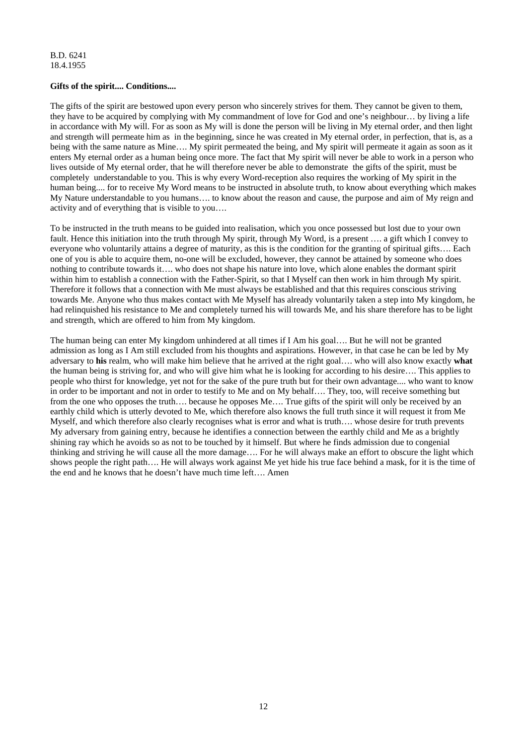B.D. 6241
18.4.1955

**Gifts of the spirit.... Conditions....**

The gifts of the spirit are bestowed upon every person who sincerely strives for them. They cannot be given to them, they have to be acquired by complying with My commandment of love for God and one's neighbour… by living a life in accordance with My will. For as soon as My will is done the person will be living in My eternal order, and then light and strength will permeate him as in the beginning, since he was created in My eternal order, in perfection, that is, as a being with the same nature as Mine…. My spirit permeated the being, and My spirit will permeate it again as soon as it enters My eternal order as a human being once more. The fact that My spirit will never be able to work in a person who lives outside of My eternal order, that he will therefore never be able to demonstrate the gifts of the spirit, must be completely understandable to you. This is why every Word-reception also requires the working of My spirit in the human being.... for to receive My Word means to be instructed in absolute truth, to know about everything which makes My Nature understandable to you humans…. to know about the reason and cause, the purpose and aim of My reign and activity and of everything that is visible to you….

To be instructed in the truth means to be guided into realisation, which you once possessed but lost due to your own fault. Hence this initiation into the truth through My spirit, through My Word, is a present …. a gift which I convey to everyone who voluntarily attains a degree of maturity, as this is the condition for the granting of spiritual gifts…. Each one of you is able to acquire them, no-one will be excluded, however, they cannot be attained by someone who does nothing to contribute towards it…. who does not shape his nature into love, which alone enables the dormant spirit within him to establish a connection with the Father-Spirit, so that I Myself can then work in him through My spirit. Therefore it follows that a connection with Me must always be established and that this requires conscious striving towards Me. Anyone who thus makes contact with Me Myself has already voluntarily taken a step into My kingdom, he had relinquished his resistance to Me and completely turned his will towards Me, and his share therefore has to be light and strength, which are offered to him from My kingdom.

The human being can enter My kingdom unhindered at all times if I Am his goal…. But he will not be granted admission as long as I Am still excluded from his thoughts and aspirations. However, in that case he can be led by My adversary to **his** realm, who will make him believe that he arrived at the right goal…. who will also know exactly **what** the human being is striving for, and who will give him what he is looking for according to his desire…. This applies to people who thirst for knowledge, yet not for the sake of the pure truth but for their own advantage.... who want to know in order to be important and not in order to testify to Me and on My behalf…. They, too, will receive something but from the one who opposes the truth…. because he opposes Me…. True gifts of the spirit will only be received by an earthly child which is utterly devoted to Me, which therefore also knows the full truth since it will request it from Me Myself, and which therefore also clearly recognises what is error and what is truth…. whose desire for truth prevents My adversary from gaining entry, because he identifies a connection between the earthly child and Me as a brightly shining ray which he avoids so as not to be touched by it himself. But where he finds admission due to congenial thinking and striving he will cause all the more damage…. For he will always make an effort to obscure the light which shows people the right path…. He will always work against Me yet hide his true face behind a mask, for it is the time of the end and he knows that he doesn't have much time left…. Amen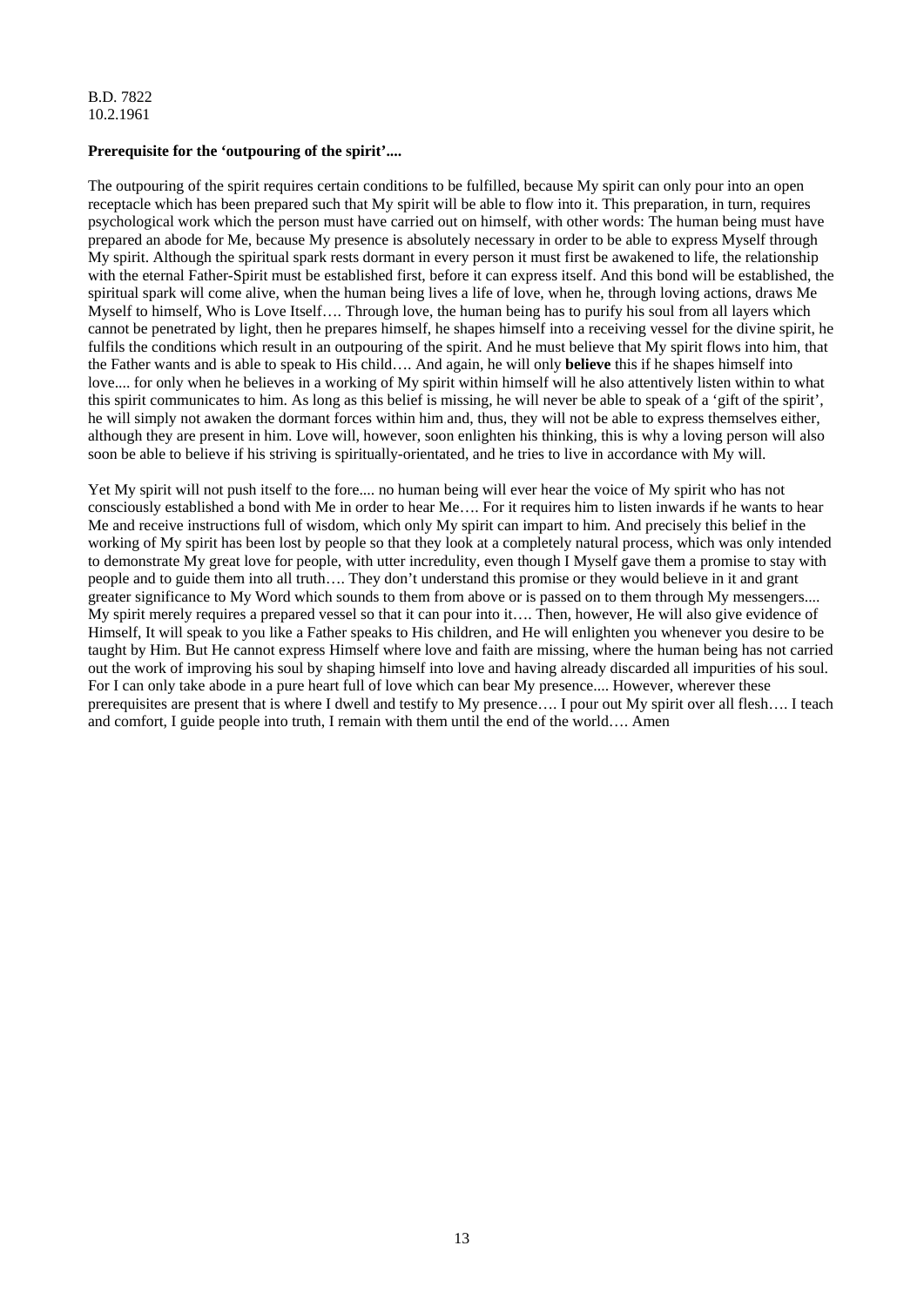B.D. 7822
10.2.1961

**Prerequisite for the 'outpouring of the spirit'....**

The outpouring of the spirit requires certain conditions to be fulfilled, because My spirit can only pour into an open receptacle which has been prepared such that My spirit will be able to flow into it. This preparation, in turn, requires psychological work which the person must have carried out on himself, with other words: The human being must have prepared an abode for Me, because My presence is absolutely necessary in order to be able to express Myself through My spirit. Although the spiritual spark rests dormant in every person it must first be awakened to life, the relationship with the eternal Father-Spirit must be established first, before it can express itself. And this bond will be established, the spiritual spark will come alive, when the human being lives a life of love, when he, through loving actions, draws Me Myself to himself, Who is Love Itself…. Through love, the human being has to purify his soul from all layers which cannot be penetrated by light, then he prepares himself, he shapes himself into a receiving vessel for the divine spirit, he fulfils the conditions which result in an outpouring of the spirit. And he must believe that My spirit flows into him, that the Father wants and is able to speak to His child…. And again, he will only **believe** this if he shapes himself into love.... for only when he believes in a working of My spirit within himself will he also attentively listen within to what this spirit communicates to him. As long as this belief is missing, he will never be able to speak of a 'gift of the spirit', he will simply not awaken the dormant forces within him and, thus, they will not be able to express themselves either, although they are present in him. Love will, however, soon enlighten his thinking, this is why a loving person will also soon be able to believe if his striving is spiritually-orientated, and he tries to live in accordance with My will.

Yet My spirit will not push itself to the fore.... no human being will ever hear the voice of My spirit who has not consciously established a bond with Me in order to hear Me…. For it requires him to listen inwards if he wants to hear Me and receive instructions full of wisdom, which only My spirit can impart to him. And precisely this belief in the working of My spirit has been lost by people so that they look at a completely natural process, which was only intended to demonstrate My great love for people, with utter incredulity, even though I Myself gave them a promise to stay with people and to guide them into all truth…. They don't understand this promise or they would believe in it and grant greater significance to My Word which sounds to them from above or is passed on to them through My messengers.... My spirit merely requires a prepared vessel so that it can pour into it…. Then, however, He will also give evidence of Himself, It will speak to you like a Father speaks to His children, and He will enlighten you whenever you desire to be taught by Him. But He cannot express Himself where love and faith are missing, where the human being has not carried out the work of improving his soul by shaping himself into love and having already discarded all impurities of his soul. For I can only take abode in a pure heart full of love which can bear My presence.... However, wherever these prerequisites are present that is where I dwell and testify to My presence…. I pour out My spirit over all flesh…. I teach and comfort, I guide people into truth, I remain with them until the end of the world…. Amen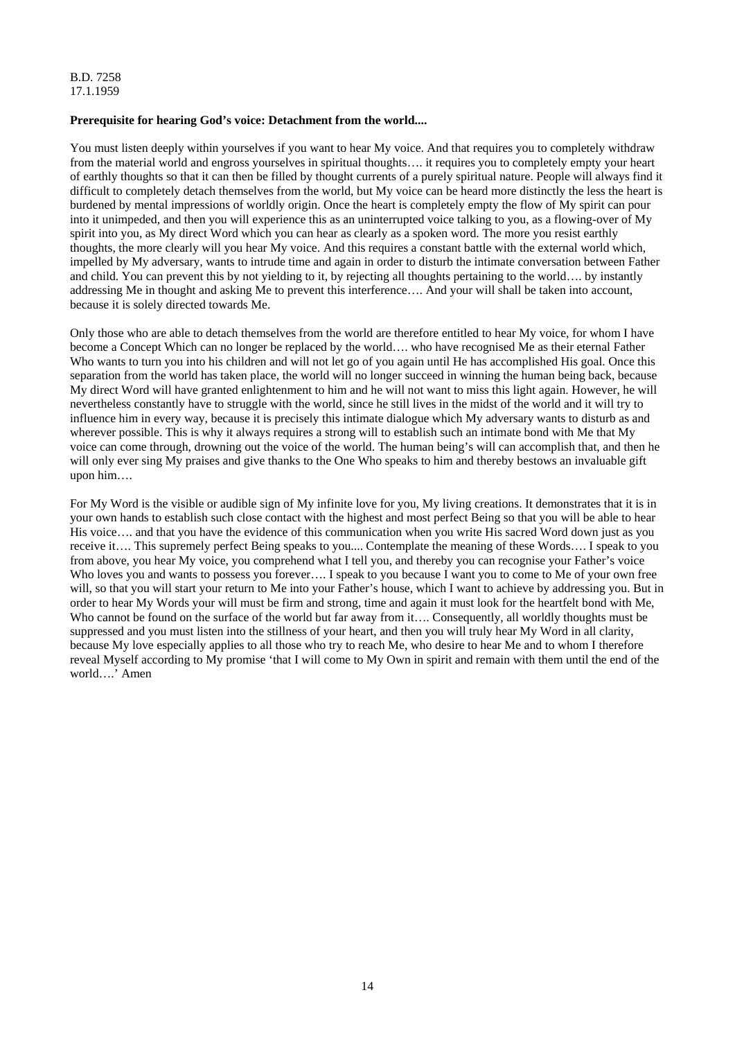B.D. 7258
17.1.1959

**Prerequisite for hearing God's voice: Detachment from the world....**

You must listen deeply within yourselves if you want to hear My voice. And that requires you to completely withdraw from the material world and engross yourselves in spiritual thoughts…. it requires you to completely empty your heart of earthly thoughts so that it can then be filled by thought currents of a purely spiritual nature. People will always find it difficult to completely detach themselves from the world, but My voice can be heard more distinctly the less the heart is burdened by mental impressions of worldly origin. Once the heart is completely empty the flow of My spirit can pour into it unimpeded, and then you will experience this as an uninterrupted voice talking to you, as a flowing-over of My spirit into you, as My direct Word which you can hear as clearly as a spoken word. The more you resist earthly thoughts, the more clearly will you hear My voice. And this requires a constant battle with the external world which, impelled by My adversary, wants to intrude time and again in order to disturb the intimate conversation between Father and child. You can prevent this by not yielding to it, by rejecting all thoughts pertaining to the world…. by instantly addressing Me in thought and asking Me to prevent this interference…. And your will shall be taken into account, because it is solely directed towards Me.

Only those who are able to detach themselves from the world are therefore entitled to hear My voice, for whom I have become a Concept Which can no longer be replaced by the world…. who have recognised Me as their eternal Father Who wants to turn you into his children and will not let go of you again until He has accomplished His goal. Once this separation from the world has taken place, the world will no longer succeed in winning the human being back, because My direct Word will have granted enlightenment to him and he will not want to miss this light again. However, he will nevertheless constantly have to struggle with the world, since he still lives in the midst of the world and it will try to influence him in every way, because it is precisely this intimate dialogue which My adversary wants to disturb as and wherever possible. This is why it always requires a strong will to establish such an intimate bond with Me that My voice can come through, drowning out the voice of the world. The human being's will can accomplish that, and then he will only ever sing My praises and give thanks to the One Who speaks to him and thereby bestows an invaluable gift upon him….

For My Word is the visible or audible sign of My infinite love for you, My living creations. It demonstrates that it is in your own hands to establish such close contact with the highest and most perfect Being so that you will be able to hear His voice…. and that you have the evidence of this communication when you write His sacred Word down just as you receive it…. This supremely perfect Being speaks to you.... Contemplate the meaning of these Words…. I speak to you from above, you hear My voice, you comprehend what I tell you, and thereby you can recognise your Father's voice Who loves you and wants to possess you forever…. I speak to you because I want you to come to Me of your own free will, so that you will start your return to Me into your Father's house, which I want to achieve by addressing you. But in order to hear My Words your will must be firm and strong, time and again it must look for the heartfelt bond with Me, Who cannot be found on the surface of the world but far away from it…. Consequently, all worldly thoughts must be suppressed and you must listen into the stillness of your heart, and then you will truly hear My Word in all clarity, because My love especially applies to all those who try to reach Me, who desire to hear Me and to whom I therefore reveal Myself according to My promise 'that I will come to My Own in spirit and remain with them until the end of the world….' Amen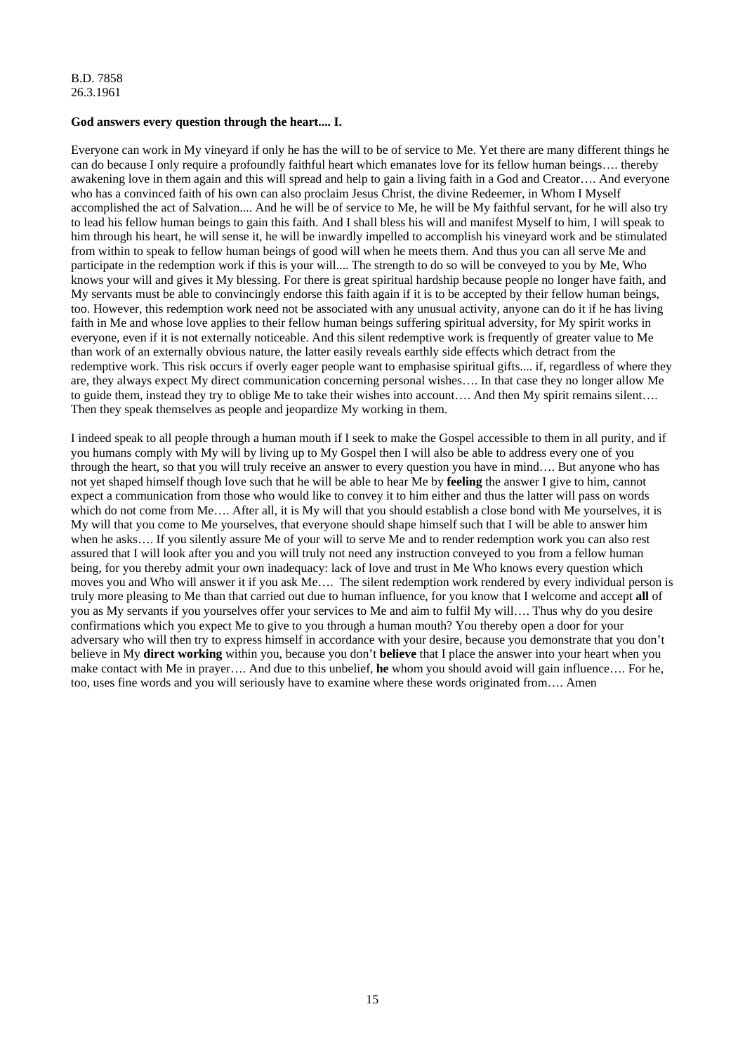B.D. 7858
26.3.1961

**God answers every question through the heart.... I.**

Everyone can work in My vineyard if only he has the will to be of service to Me. Yet there are many different things he can do because I only require a profoundly faithful heart which emanates love for its fellow human beings…. thereby awakening love in them again and this will spread and help to gain a living faith in a God and Creator…. And everyone who has a convinced faith of his own can also proclaim Jesus Christ, the divine Redeemer, in Whom I Myself accomplished the act of Salvation.... And he will be of service to Me, he will be My faithful servant, for he will also try to lead his fellow human beings to gain this faith. And I shall bless his will and manifest Myself to him, I will speak to him through his heart, he will sense it, he will be inwardly impelled to accomplish his vineyard work and be stimulated from within to speak to fellow human beings of good will when he meets them. And thus you can all serve Me and participate in the redemption work if this is your will.... The strength to do so will be conveyed to you by Me, Who knows your will and gives it My blessing. For there is great spiritual hardship because people no longer have faith, and My servants must be able to convincingly endorse this faith again if it is to be accepted by their fellow human beings, too. However, this redemption work need not be associated with any unusual activity, anyone can do it if he has living faith in Me and whose love applies to their fellow human beings suffering spiritual adversity, for My spirit works in everyone, even if it is not externally noticeable. And this silent redemptive work is frequently of greater value to Me than work of an externally obvious nature, the latter easily reveals earthly side effects which detract from the redemptive work. This risk occurs if overly eager people want to emphasise spiritual gifts.... if, regardless of where they are, they always expect My direct communication concerning personal wishes…. In that case they no longer allow Me to guide them, instead they try to oblige Me to take their wishes into account…. And then My spirit remains silent…. Then they speak themselves as people and jeopardize My working in them.

I indeed speak to all people through a human mouth if I seek to make the Gospel accessible to them in all purity, and if you humans comply with My will by living up to My Gospel then I will also be able to address every one of you through the heart, so that you will truly receive an answer to every question you have in mind…. But anyone who has not yet shaped himself though love such that he will be able to hear Me by **feeling** the answer I give to him, cannot expect a communication from those who would like to convey it to him either and thus the latter will pass on words which do not come from Me…. After all, it is My will that you should establish a close bond with Me yourselves, it is My will that you come to Me yourselves, that everyone should shape himself such that I will be able to answer him when he asks…. If you silently assure Me of your will to serve Me and to render redemption work you can also rest assured that I will look after you and you will truly not need any instruction conveyed to you from a fellow human being, for you thereby admit your own inadequacy: lack of love and trust in Me Who knows every question which moves you and Who will answer it if you ask Me…. The silent redemption work rendered by every individual person is truly more pleasing to Me than that carried out due to human influence, for you know that I welcome and accept **all** of you as My servants if you yourselves offer your services to Me and aim to fulfil My will…. Thus why do you desire confirmations which you expect Me to give to you through a human mouth? You thereby open a door for your adversary who will then try to express himself in accordance with your desire, because you demonstrate that you don't believe in My **direct working** within you, because you don't **believe** that I place the answer into your heart when you make contact with Me in prayer…. And due to this unbelief, **he** whom you should avoid will gain influence…. For he, too, uses fine words and you will seriously have to examine where these words originated from…. Amen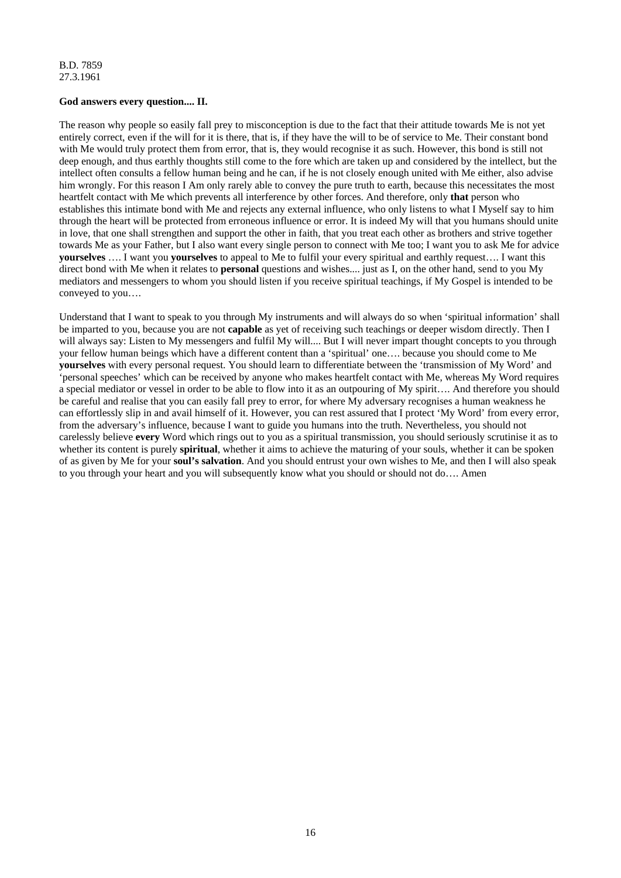B.D. 7859
27.3.1961

**God answers every question.... II.**

The reason why people so easily fall prey to misconception is due to the fact that their attitude towards Me is not yet entirely correct, even if the will for it is there, that is, if they have the will to be of service to Me. Their constant bond with Me would truly protect them from error, that is, they would recognise it as such. However, this bond is still not deep enough, and thus earthly thoughts still come to the fore which are taken up and considered by the intellect, but the intellect often consults a fellow human being and he can, if he is not closely enough united with Me either, also advise him wrongly. For this reason I Am only rarely able to convey the pure truth to earth, because this necessitates the most heartfelt contact with Me which prevents all interference by other forces. And therefore, only **that** person who establishes this intimate bond with Me and rejects any external influence, who only listens to what I Myself say to him through the heart will be protected from erroneous influence or error. It is indeed My will that you humans should unite in love, that one shall strengthen and support the other in faith, that you treat each other as brothers and strive together towards Me as your Father, but I also want every single person to connect with Me too; I want you to ask Me for advice **yourselves** …. I want you **yourselves** to appeal to Me to fulfil your every spiritual and earthly request…. I want this direct bond with Me when it relates to **personal** questions and wishes.... just as I, on the other hand, send to you My mediators and messengers to whom you should listen if you receive spiritual teachings, if My Gospel is intended to be conveyed to you….

Understand that I want to speak to you through My instruments and will always do so when 'spiritual information' shall be imparted to you, because you are not **capable** as yet of receiving such teachings or deeper wisdom directly. Then I will always say: Listen to My messengers and fulfil My will.... But I will never impart thought concepts to you through your fellow human beings which have a different content than a 'spiritual' one…. because you should come to Me **yourselves** with every personal request. You should learn to differentiate between the 'transmission of My Word' and 'personal speeches' which can be received by anyone who makes heartfelt contact with Me, whereas My Word requires a special mediator or vessel in order to be able to flow into it as an outpouring of My spirit…. And therefore you should be careful and realise that you can easily fall prey to error, for where My adversary recognises a human weakness he can effortlessly slip in and avail himself of it. However, you can rest assured that I protect 'My Word' from every error, from the adversary's influence, because I want to guide you humans into the truth. Nevertheless, you should not carelessly believe **every** Word which rings out to you as a spiritual transmission, you should seriously scrutinise it as to whether its content is purely **spiritual**, whether it aims to achieve the maturing of your souls, whether it can be spoken of as given by Me for your **soul's salvation**. And you should entrust your own wishes to Me, and then I will also speak to you through your heart and you will subsequently know what you should or should not do…. Amen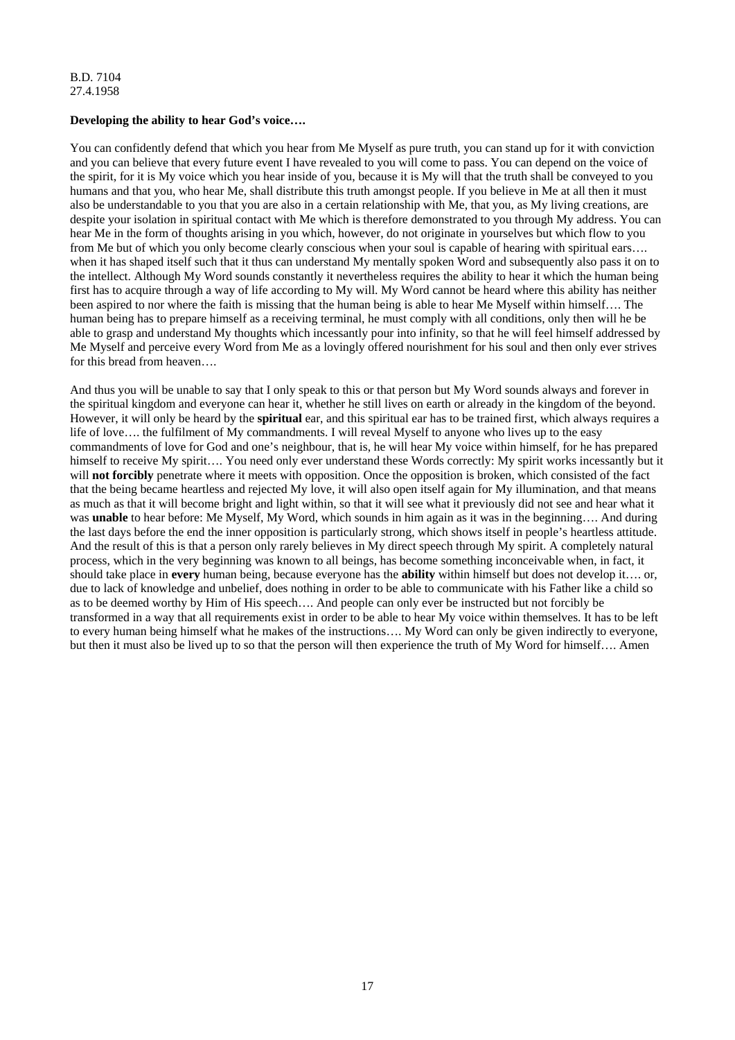B.D. 7104
27.4.1958

**Developing the ability to hear God's voice….**

You can confidently defend that which you hear from Me Myself as pure truth, you can stand up for it with conviction and you can believe that every future event I have revealed to you will come to pass. You can depend on the voice of the spirit, for it is My voice which you hear inside of you, because it is My will that the truth shall be conveyed to you humans and that you, who hear Me, shall distribute this truth amongst people. If you believe in Me at all then it must also be understandable to you that you are also in a certain relationship with Me, that you, as My living creations, are despite your isolation in spiritual contact with Me which is therefore demonstrated to you through My address. You can hear Me in the form of thoughts arising in you which, however, do not originate in yourselves but which flow to you from Me but of which you only become clearly conscious when your soul is capable of hearing with spiritual ears…. when it has shaped itself such that it thus can understand My mentally spoken Word and subsequently also pass it on to the intellect. Although My Word sounds constantly it nevertheless requires the ability to hear it which the human being first has to acquire through a way of life according to My will. My Word cannot be heard where this ability has neither been aspired to nor where the faith is missing that the human being is able to hear Me Myself within himself…. The human being has to prepare himself as a receiving terminal, he must comply with all conditions, only then will he be able to grasp and understand My thoughts which incessantly pour into infinity, so that he will feel himself addressed by Me Myself and perceive every Word from Me as a lovingly offered nourishment for his soul and then only ever strives for this bread from heaven….

And thus you will be unable to say that I only speak to this or that person but My Word sounds always and forever in the spiritual kingdom and everyone can hear it, whether he still lives on earth or already in the kingdom of the beyond. However, it will only be heard by the **spiritual** ear, and this spiritual ear has to be trained first, which always requires a life of love…. the fulfilment of My commandments. I will reveal Myself to anyone who lives up to the easy commandments of love for God and one's neighbour, that is, he will hear My voice within himself, for he has prepared himself to receive My spirit…. You need only ever understand these Words correctly: My spirit works incessantly but it will **not forcibly** penetrate where it meets with opposition. Once the opposition is broken, which consisted of the fact that the being became heartless and rejected My love, it will also open itself again for My illumination, and that means as much as that it will become bright and light within, so that it will see what it previously did not see and hear what it was **unable** to hear before: Me Myself, My Word, which sounds in him again as it was in the beginning…. And during the last days before the end the inner opposition is particularly strong, which shows itself in people's heartless attitude. And the result of this is that a person only rarely believes in My direct speech through My spirit. A completely natural process, which in the very beginning was known to all beings, has become something inconceivable when, in fact, it should take place in **every** human being, because everyone has the **ability** within himself but does not develop it…. or, due to lack of knowledge and unbelief, does nothing in order to be able to communicate with his Father like a child so as to be deemed worthy by Him of His speech…. And people can only ever be instructed but not forcibly be transformed in a way that all requirements exist in order to be able to hear My voice within themselves. It has to be left to every human being himself what he makes of the instructions…. My Word can only be given indirectly to everyone, but then it must also be lived up to so that the person will then experience the truth of My Word for himself…. Amen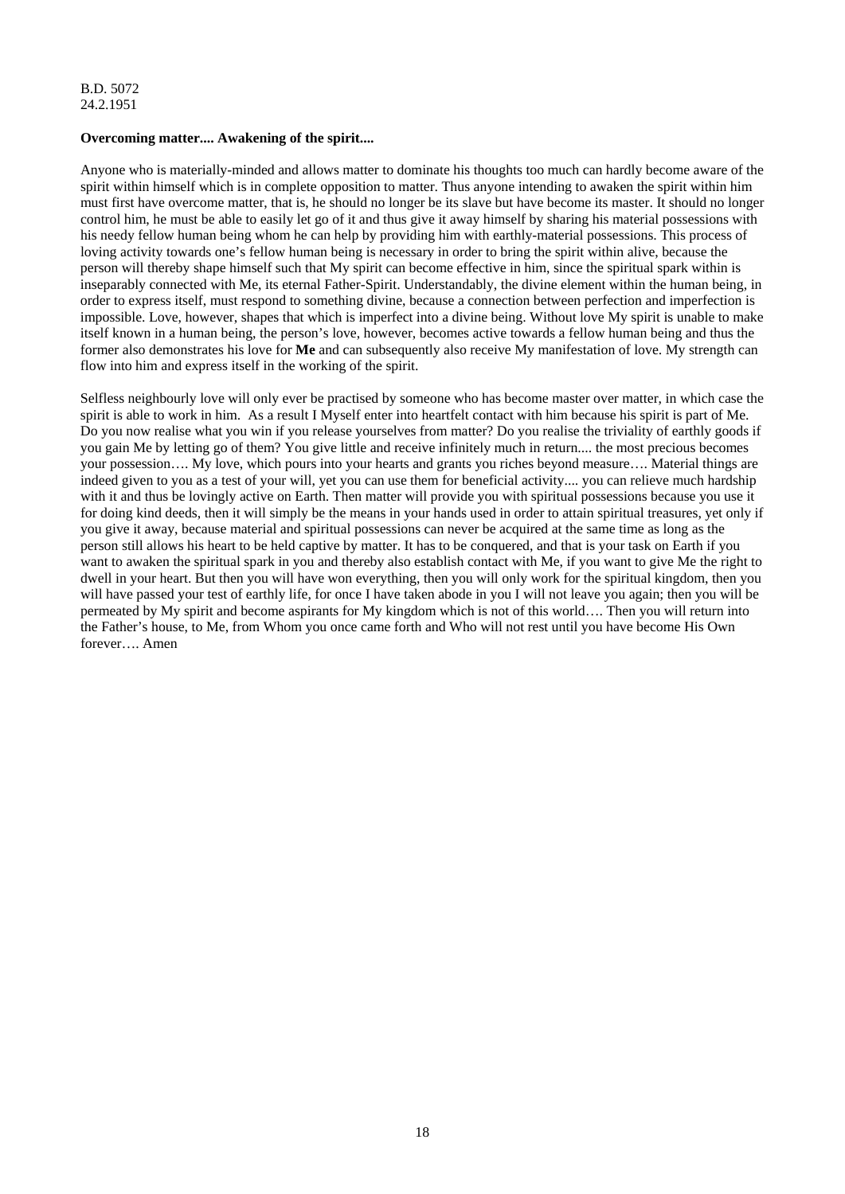B.D. 5072
24.2.1951

**Overcoming matter.... Awakening of the spirit....**

Anyone who is materially-minded and allows matter to dominate his thoughts too much can hardly become aware of the spirit within himself which is in complete opposition to matter. Thus anyone intending to awaken the spirit within him must first have overcome matter, that is, he should no longer be its slave but have become its master. It should no longer control him, he must be able to easily let go of it and thus give it away himself by sharing his material possessions with his needy fellow human being whom he can help by providing him with earthly-material possessions. This process of loving activity towards one's fellow human being is necessary in order to bring the spirit within alive, because the person will thereby shape himself such that My spirit can become effective in him, since the spiritual spark within is inseparably connected with Me, its eternal Father-Spirit. Understandably, the divine element within the human being, in order to express itself, must respond to something divine, because a connection between perfection and imperfection is impossible. Love, however, shapes that which is imperfect into a divine being. Without love My spirit is unable to make itself known in a human being, the person's love, however, becomes active towards a fellow human being and thus the former also demonstrates his love for **Me** and can subsequently also receive My manifestation of love. My strength can flow into him and express itself in the working of the spirit.

Selfless neighbourly love will only ever be practised by someone who has become master over matter, in which case the spirit is able to work in him. As a result I Myself enter into heartfelt contact with him because his spirit is part of Me. Do you now realise what you win if you release yourselves from matter? Do you realise the triviality of earthly goods if you gain Me by letting go of them? You give little and receive infinitely much in return.... the most precious becomes your possession…. My love, which pours into your hearts and grants you riches beyond measure…. Material things are indeed given to you as a test of your will, yet you can use them for beneficial activity.... you can relieve much hardship with it and thus be lovingly active on Earth. Then matter will provide you with spiritual possessions because you use it for doing kind deeds, then it will simply be the means in your hands used in order to attain spiritual treasures, yet only if you give it away, because material and spiritual possessions can never be acquired at the same time as long as the person still allows his heart to be held captive by matter. It has to be conquered, and that is your task on Earth if you want to awaken the spiritual spark in you and thereby also establish contact with Me, if you want to give Me the right to dwell in your heart. But then you will have won everything, then you will only work for the spiritual kingdom, then you will have passed your test of earthly life, for once I have taken abode in you I will not leave you again; then you will be permeated by My spirit and become aspirants for My kingdom which is not of this world…. Then you will return into the Father's house, to Me, from Whom you once came forth and Who will not rest until you have become His Own forever…. Amen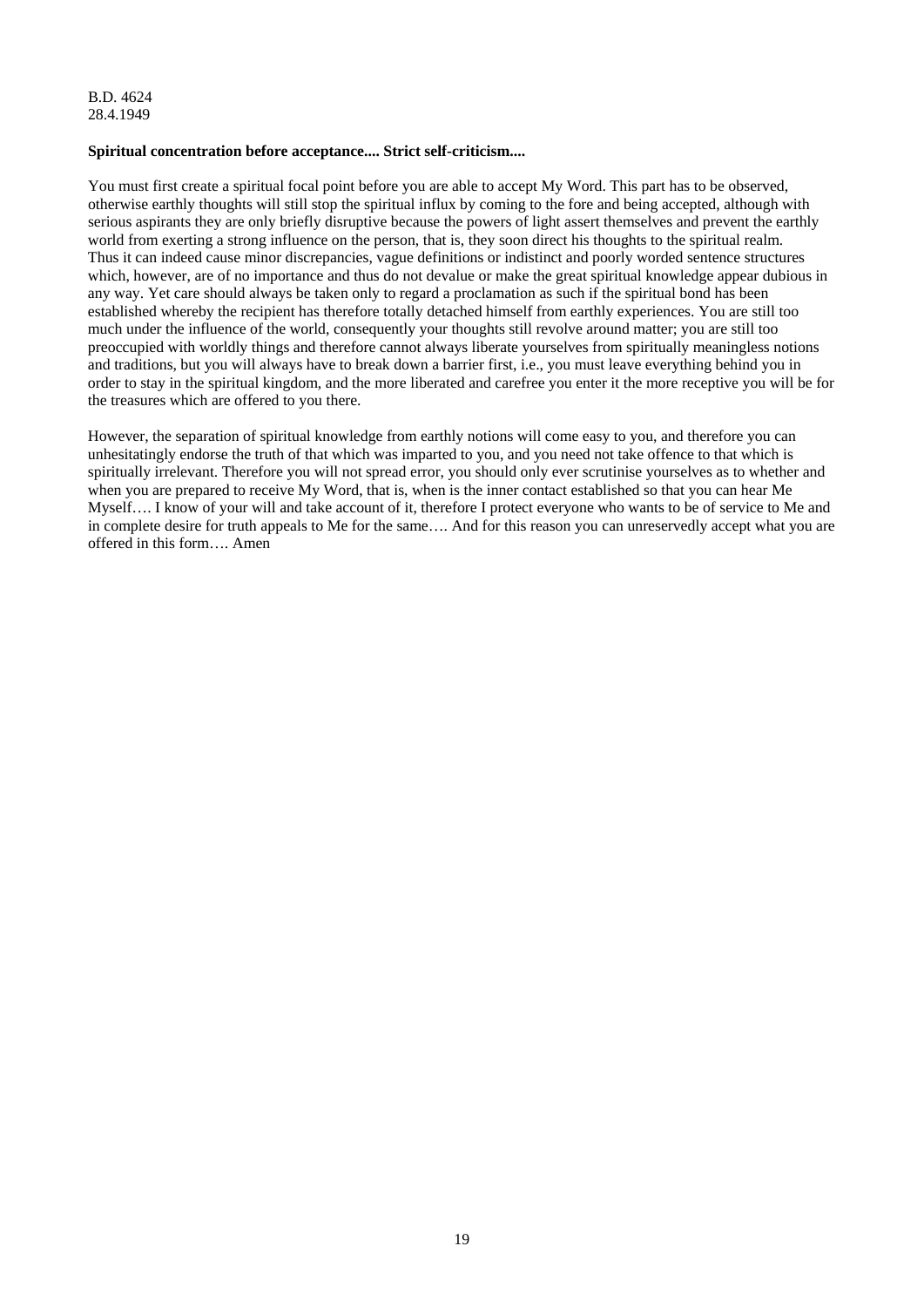B.D. 4624
28.4.1949

**Spiritual concentration before acceptance.... Strict self-criticism....**

You must first create a spiritual focal point before you are able to accept My Word. This part has to be observed, otherwise earthly thoughts will still stop the spiritual influx by coming to the fore and being accepted, although with serious aspirants they are only briefly disruptive because the powers of light assert themselves and prevent the earthly world from exerting a strong influence on the person, that is, they soon direct his thoughts to the spiritual realm. Thus it can indeed cause minor discrepancies, vague definitions or indistinct and poorly worded sentence structures which, however, are of no importance and thus do not devalue or make the great spiritual knowledge appear dubious in any way. Yet care should always be taken only to regard a proclamation as such if the spiritual bond has been established whereby the recipient has therefore totally detached himself from earthly experiences. You are still too much under the influence of the world, consequently your thoughts still revolve around matter; you are still too preoccupied with worldly things and therefore cannot always liberate yourselves from spiritually meaningless notions and traditions, but you will always have to break down a barrier first, i.e., you must leave everything behind you in order to stay in the spiritual kingdom, and the more liberated and carefree you enter it the more receptive you will be for the treasures which are offered to you there.

However, the separation of spiritual knowledge from earthly notions will come easy to you, and therefore you can unhesitatingly endorse the truth of that which was imparted to you, and you need not take offence to that which is spiritually irrelevant. Therefore you will not spread error, you should only ever scrutinise yourselves as to whether and when you are prepared to receive My Word, that is, when is the inner contact established so that you can hear Me Myself…. I know of your will and take account of it, therefore I protect everyone who wants to be of service to Me and in complete desire for truth appeals to Me for the same…. And for this reason you can unreservedly accept what you are offered in this form…. Amen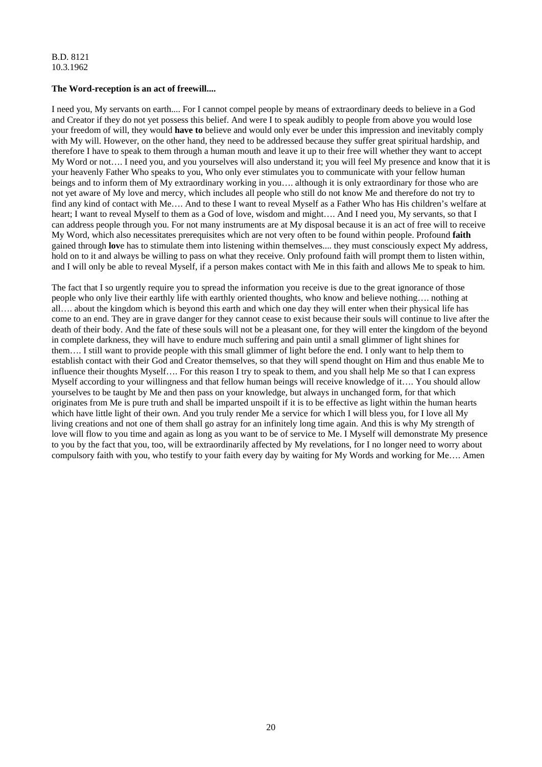B.D. 8121
10.3.1962

**The Word-reception is an act of freewill....**

I need you, My servants on earth.... For I cannot compel people by means of extraordinary deeds to believe in a God and Creator if they do not yet possess this belief. And were I to speak audibly to people from above you would lose your freedom of will, they would **have to** believe and would only ever be under this impression and inevitably comply with My will. However, on the other hand, they need to be addressed because they suffer great spiritual hardship, and therefore I have to speak to them through a human mouth and leave it up to their free will whether they want to accept My Word or not…. I need you, and you yourselves will also understand it; you will feel My presence and know that it is your heavenly Father Who speaks to you, Who only ever stimulates you to communicate with your fellow human beings and to inform them of My extraordinary working in you…. although it is only extraordinary for those who are not yet aware of My love and mercy, which includes all people who still do not know Me and therefore do not try to find any kind of contact with Me…. And to these I want to reveal Myself as a Father Who has His children's welfare at heart; I want to reveal Myself to them as a God of love, wisdom and might…. And I need you, My servants, so that I can address people through you. For not many instruments are at My disposal because it is an act of free will to receive My Word, which also necessitates prerequisites which are not very often to be found within people. Profound **faith** gained through **lov**e has to stimulate them into listening within themselves.... they must consciously expect My address, hold on to it and always be willing to pass on what they receive. Only profound faith will prompt them to listen within, and I will only be able to reveal Myself, if a person makes contact with Me in this faith and allows Me to speak to him.

The fact that I so urgently require you to spread the information you receive is due to the great ignorance of those people who only live their earthly life with earthly oriented thoughts, who know and believe nothing…. nothing at all…. about the kingdom which is beyond this earth and which one day they will enter when their physical life has come to an end. They are in grave danger for they cannot cease to exist because their souls will continue to live after the death of their body. And the fate of these souls will not be a pleasant one, for they will enter the kingdom of the beyond in complete darkness, they will have to endure much suffering and pain until a small glimmer of light shines for them…. I still want to provide people with this small glimmer of light before the end. I only want to help them to establish contact with their God and Creator themselves, so that they will spend thought on Him and thus enable Me to influence their thoughts Myself…. For this reason I try to speak to them, and you shall help Me so that I can express Myself according to your willingness and that fellow human beings will receive knowledge of it…. You should allow yourselves to be taught by Me and then pass on your knowledge, but always in unchanged form, for that which originates from Me is pure truth and shall be imparted unspoilt if it is to be effective as light within the human hearts which have little light of their own. And you truly render Me a service for which I will bless you, for I love all My living creations and not one of them shall go astray for an infinitely long time again. And this is why My strength of love will flow to you time and again as long as you want to be of service to Me. I Myself will demonstrate My presence to you by the fact that you, too, will be extraordinarily affected by My revelations, for I no longer need to worry about compulsory faith with you, who testify to your faith every day by waiting for My Words and working for Me…. Amen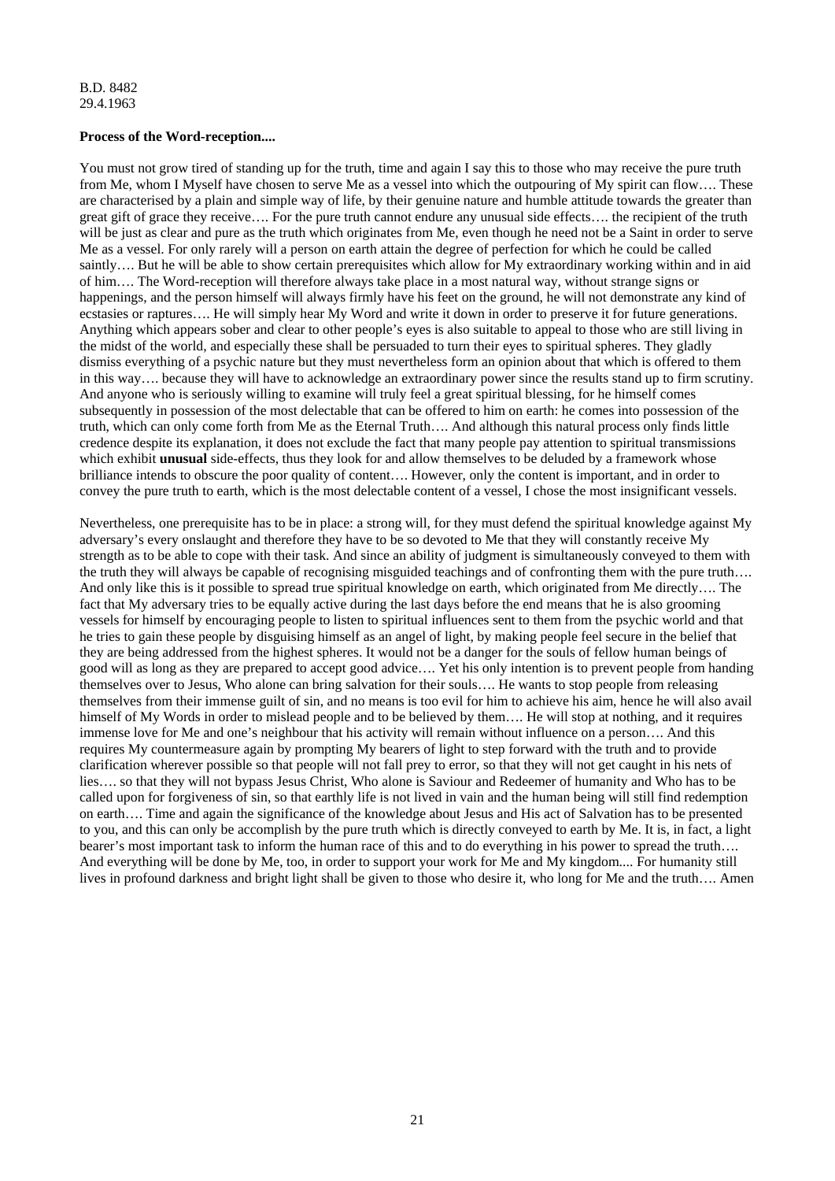B.D. 8482
29.4.1963

**Process of the Word-reception....**

You must not grow tired of standing up for the truth, time and again I say this to those who may receive the pure truth from Me, whom I Myself have chosen to serve Me as a vessel into which the outpouring of My spirit can flow…. These are characterised by a plain and simple way of life, by their genuine nature and humble attitude towards the greater than great gift of grace they receive…. For the pure truth cannot endure any unusual side effects…. the recipient of the truth will be just as clear and pure as the truth which originates from Me, even though he need not be a Saint in order to serve Me as a vessel. For only rarely will a person on earth attain the degree of perfection for which he could be called saintly…. But he will be able to show certain prerequisites which allow for My extraordinary working within and in aid of him…. The Word-reception will therefore always take place in a most natural way, without strange signs or happenings, and the person himself will always firmly have his feet on the ground, he will not demonstrate any kind of ecstasies or raptures…. He will simply hear My Word and write it down in order to preserve it for future generations. Anything which appears sober and clear to other people's eyes is also suitable to appeal to those who are still living in the midst of the world, and especially these shall be persuaded to turn their eyes to spiritual spheres. They gladly dismiss everything of a psychic nature but they must nevertheless form an opinion about that which is offered to them in this way…. because they will have to acknowledge an extraordinary power since the results stand up to firm scrutiny. And anyone who is seriously willing to examine will truly feel a great spiritual blessing, for he himself comes subsequently in possession of the most delectable that can be offered to him on earth: he comes into possession of the truth, which can only come forth from Me as the Eternal Truth…. And although this natural process only finds little credence despite its explanation, it does not exclude the fact that many people pay attention to spiritual transmissions which exhibit **unusual** side-effects, thus they look for and allow themselves to be deluded by a framework whose brilliance intends to obscure the poor quality of content…. However, only the content is important, and in order to convey the pure truth to earth, which is the most delectable content of a vessel, I chose the most insignificant vessels.

Nevertheless, one prerequisite has to be in place: a strong will, for they must defend the spiritual knowledge against My adversary's every onslaught and therefore they have to be so devoted to Me that they will constantly receive My strength as to be able to cope with their task. And since an ability of judgment is simultaneously conveyed to them with the truth they will always be capable of recognising misguided teachings and of confronting them with the pure truth…. And only like this is it possible to spread true spiritual knowledge on earth, which originated from Me directly…. The fact that My adversary tries to be equally active during the last days before the end means that he is also grooming vessels for himself by encouraging people to listen to spiritual influences sent to them from the psychic world and that he tries to gain these people by disguising himself as an angel of light, by making people feel secure in the belief that they are being addressed from the highest spheres. It would not be a danger for the souls of fellow human beings of good will as long as they are prepared to accept good advice…. Yet his only intention is to prevent people from handing themselves over to Jesus, Who alone can bring salvation for their souls…. He wants to stop people from releasing themselves from their immense guilt of sin, and no means is too evil for him to achieve his aim, hence he will also avail himself of My Words in order to mislead people and to be believed by them…. He will stop at nothing, and it requires immense love for Me and one's neighbour that his activity will remain without influence on a person…. And this requires My countermeasure again by prompting My bearers of light to step forward with the truth and to provide clarification wherever possible so that people will not fall prey to error, so that they will not get caught in his nets of lies…. so that they will not bypass Jesus Christ, Who alone is Saviour and Redeemer of humanity and Who has to be called upon for forgiveness of sin, so that earthly life is not lived in vain and the human being will still find redemption on earth…. Time and again the significance of the knowledge about Jesus and His act of Salvation has to be presented to you, and this can only be accomplish by the pure truth which is directly conveyed to earth by Me. It is, in fact, a light bearer's most important task to inform the human race of this and to do everything in his power to spread the truth…. And everything will be done by Me, too, in order to support your work for Me and My kingdom.... For humanity still lives in profound darkness and bright light shall be given to those who desire it, who long for Me and the truth…. Amen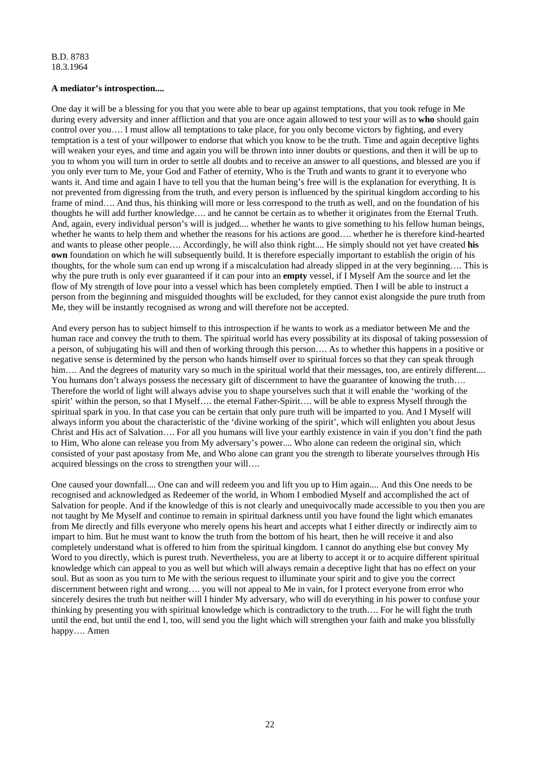B.D. 8783
18.3.1964

**A mediator's introspection....**

One day it will be a blessing for you that you were able to bear up against temptations, that you took refuge in Me during every adversity and inner affliction and that you are once again allowed to test your will as to **who** should gain control over you…. I must allow all temptations to take place, for you only become victors by fighting, and every temptation is a test of your willpower to endorse that which you know to be the truth. Time and again deceptive lights will weaken your eyes, and time and again you will be thrown into inner doubts or questions, and then it will be up to you to whom you will turn in order to settle all doubts and to receive an answer to all questions, and blessed are you if you only ever turn to Me, your God and Father of eternity, Who is the Truth and wants to grant it to everyone who wants it. And time and again I have to tell you that the human being's free will is the explanation for everything. It is not prevented from digressing from the truth, and every person is influenced by the spiritual kingdom according to his frame of mind…. And thus, his thinking will more or less correspond to the truth as well, and on the foundation of his thoughts he will add further knowledge…. and he cannot be certain as to whether it originates from the Eternal Truth. And, again, every individual person's will is judged.... whether he wants to give something to his fellow human beings, whether he wants to help them and whether the reasons for his actions are good…. whether he is therefore kind-hearted and wants to please other people…. Accordingly, he will also think right.... He simply should not yet have created **his own** foundation on which he will subsequently build. It is therefore especially important to establish the origin of his thoughts, for the whole sum can end up wrong if a miscalculation had already slipped in at the very beginning…. This is why the pure truth is only ever guaranteed if it can pour into an **empty** vessel, if I Myself Am the source and let the flow of My strength of love pour into a vessel which has been completely emptied. Then I will be able to instruct a person from the beginning and misguided thoughts will be excluded, for they cannot exist alongside the pure truth from Me, they will be instantly recognised as wrong and will therefore not be accepted.

And every person has to subject himself to this introspection if he wants to work as a mediator between Me and the human race and convey the truth to them. The spiritual world has every possibility at its disposal of taking possession of a person, of subjugating his will and then of working through this person…. As to whether this happens in a positive or negative sense is determined by the person who hands himself over to spiritual forces so that they can speak through him…. And the degrees of maturity vary so much in the spiritual world that their messages, too, are entirely different.... You humans don't always possess the necessary gift of discernment to have the guarantee of knowing the truth…. Therefore the world of light will always advise you to shape yourselves such that it will enable the 'working of the spirit' within the person, so that I Myself…. the eternal Father-Spirit…. will be able to express Myself through the spiritual spark in you. In that case you can be certain that only pure truth will be imparted to you. And I Myself will always inform you about the characteristic of the 'divine working of the spirit', which will enlighten you about Jesus Christ and His act of Salvation…. For all you humans will live your earthly existence in vain if you don't find the path to Him, Who alone can release you from My adversary's power.... Who alone can redeem the original sin, which consisted of your past apostasy from Me, and Who alone can grant you the strength to liberate yourselves through His acquired blessings on the cross to strengthen your will….

One caused your downfall.... One can and will redeem you and lift you up to Him again.... And this One needs to be recognised and acknowledged as Redeemer of the world, in Whom I embodied Myself and accomplished the act of Salvation for people. And if the knowledge of this is not clearly and unequivocally made accessible to you then you are not taught by Me Myself and continue to remain in spiritual darkness until you have found the light which emanates from Me directly and fills everyone who merely opens his heart and accepts what I either directly or indirectly aim to impart to him. But he must want to know the truth from the bottom of his heart, then he will receive it and also completely understand what is offered to him from the spiritual kingdom. I cannot do anything else but convey My Word to you directly, which is purest truth. Nevertheless, you are at liberty to accept it or to acquire different spiritual knowledge which can appeal to you as well but which will always remain a deceptive light that has no effect on your soul. But as soon as you turn to Me with the serious request to illuminate your spirit and to give you the correct discernment between right and wrong…. you will not appeal to Me in vain, for I protect everyone from error who sincerely desires the truth but neither will I hinder My adversary, who will do everything in his power to confuse your thinking by presenting you with spiritual knowledge which is contradictory to the truth…. For he will fight the truth until the end, but until the end I, too, will send you the light which will strengthen your faith and make you blissfully happy…. Amen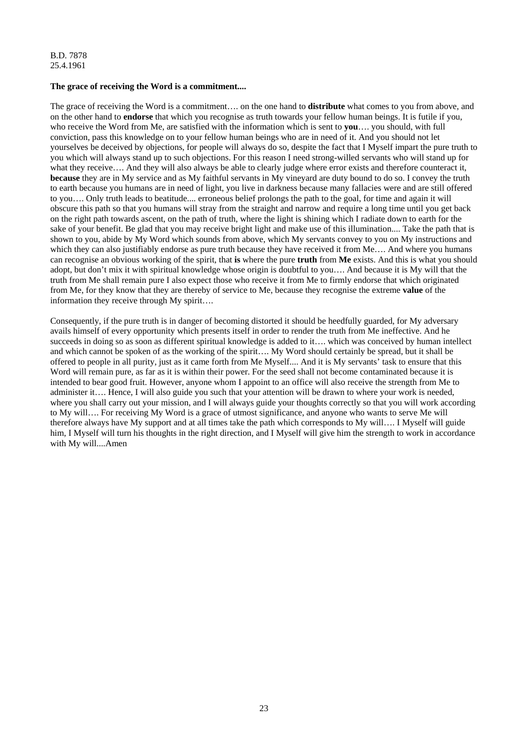B.D. 7878
25.4.1961

**The grace of receiving the Word is a commitment....**

The grace of receiving the Word is a commitment…. on the one hand to **distribute** what comes to you from above, and on the other hand to **endorse** that which you recognise as truth towards your fellow human beings. It is futile if you, who receive the Word from Me, are satisfied with the information which is sent to **you**…. you should, with full conviction, pass this knowledge on to your fellow human beings who are in need of it. And you should not let yourselves be deceived by objections, for people will always do so, despite the fact that I Myself impart the pure truth to you which will always stand up to such objections. For this reason I need strong-willed servants who will stand up for what they receive…. And they will also always be able to clearly judge where error exists and therefore counteract it, **because** they are in My service and as My faithful servants in My vineyard are duty bound to do so. I convey the truth to earth because you humans are in need of light, you live in darkness because many fallacies were and are still offered to you…. Only truth leads to beatitude.... erroneous belief prolongs the path to the goal, for time and again it will obscure this path so that you humans will stray from the straight and narrow and require a long time until you get back on the right path towards ascent, on the path of truth, where the light is shining which I radiate down to earth for the sake of your benefit. Be glad that you may receive bright light and make use of this illumination.... Take the path that is shown to you, abide by My Word which sounds from above, which My servants convey to you on My instructions and which they can also justifiably endorse as pure truth because they have received it from Me…. And where you humans can recognise an obvious working of the spirit, that **is** where the pure **truth** from **Me** exists. And this is what you should adopt, but don't mix it with spiritual knowledge whose origin is doubtful to you…. And because it is My will that the truth from Me shall remain pure I also expect those who receive it from Me to firmly endorse that which originated from Me, for they know that they are thereby of service to Me, because they recognise the extreme **value** of the information they receive through My spirit….

Consequently, if the pure truth is in danger of becoming distorted it should be heedfully guarded, for My adversary avails himself of every opportunity which presents itself in order to render the truth from Me ineffective. And he succeeds in doing so as soon as different spiritual knowledge is added to it…. which was conceived by human intellect and which cannot be spoken of as the working of the spirit…. My Word should certainly be spread, but it shall be offered to people in all purity, just as it came forth from Me Myself.... And it is My servants' task to ensure that this Word will remain pure, as far as it is within their power. For the seed shall not become contaminated because it is intended to bear good fruit. However, anyone whom I appoint to an office will also receive the strength from Me to administer it…. Hence, I will also guide you such that your attention will be drawn to where your work is needed, where you shall carry out your mission, and I will always guide your thoughts correctly so that you will work according to My will…. For receiving My Word is a grace of utmost significance, and anyone who wants to serve Me will therefore always have My support and at all times take the path which corresponds to My will…. I Myself will guide him, I Myself will turn his thoughts in the right direction, and I Myself will give him the strength to work in accordance with My will....Amen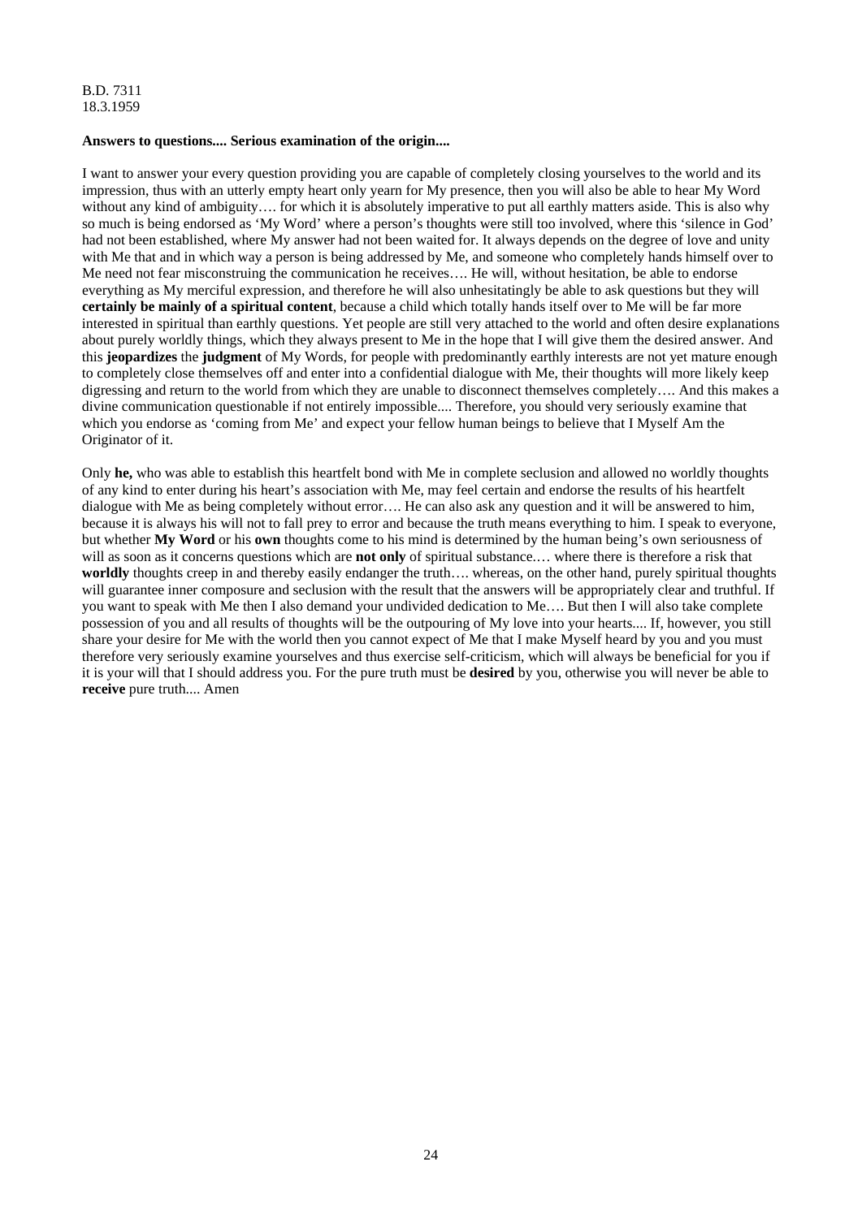B.D. 7311
18.3.1959

**Answers to questions.... Serious examination of the origin....**

I want to answer your every question providing you are capable of completely closing yourselves to the world and its impression, thus with an utterly empty heart only yearn for My presence, then you will also be able to hear My Word without any kind of ambiguity…. for which it is absolutely imperative to put all earthly matters aside. This is also why so much is being endorsed as 'My Word' where a person's thoughts were still too involved, where this 'silence in God' had not been established, where My answer had not been waited for. It always depends on the degree of love and unity with Me that and in which way a person is being addressed by Me, and someone who completely hands himself over to Me need not fear misconstruing the communication he receives…. He will, without hesitation, be able to endorse everything as My merciful expression, and therefore he will also unhesitatingly be able to ask questions but they will **certainly be mainly of a spiritual content**, because a child which totally hands itself over to Me will be far more interested in spiritual than earthly questions. Yet people are still very attached to the world and often desire explanations about purely worldly things, which they always present to Me in the hope that I will give them the desired answer. And this **jeopardizes** the **judgment** of My Words, for people with predominantly earthly interests are not yet mature enough to completely close themselves off and enter into a confidential dialogue with Me, their thoughts will more likely keep digressing and return to the world from which they are unable to disconnect themselves completely…. And this makes a divine communication questionable if not entirely impossible.... Therefore, you should very seriously examine that which you endorse as 'coming from Me' and expect your fellow human beings to believe that I Myself Am the Originator of it.

Only **he,** who was able to establish this heartfelt bond with Me in complete seclusion and allowed no worldly thoughts of any kind to enter during his heart's association with Me, may feel certain and endorse the results of his heartfelt dialogue with Me as being completely without error…. He can also ask any question and it will be answered to him, because it is always his will not to fall prey to error and because the truth means everything to him. I speak to everyone, but whether **My Word** or his **own** thoughts come to his mind is determined by the human being's own seriousness of will as soon as it concerns questions which are **not only** of spiritual substance.… where there is therefore a risk that **worldly** thoughts creep in and thereby easily endanger the truth…. whereas, on the other hand, purely spiritual thoughts will guarantee inner composure and seclusion with the result that the answers will be appropriately clear and truthful. If you want to speak with Me then I also demand your undivided dedication to Me…. But then I will also take complete possession of you and all results of thoughts will be the outpouring of My love into your hearts.... If, however, you still share your desire for Me with the world then you cannot expect of Me that I make Myself heard by you and you must therefore very seriously examine yourselves and thus exercise self-criticism, which will always be beneficial for you if it is your will that I should address you. For the pure truth must be **desired** by you, otherwise you will never be able to **receive** pure truth.... Amen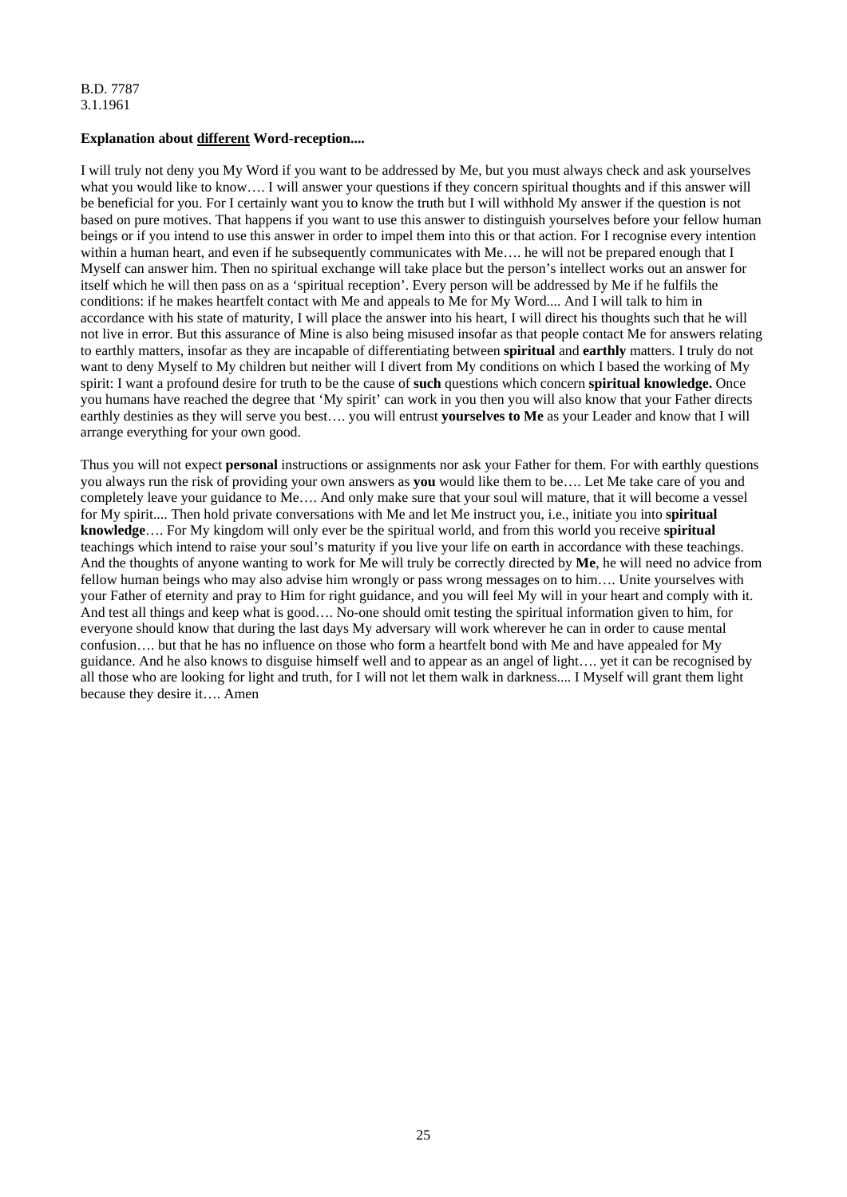B.D. 7787
3.1.1961

**Explanation about <u>different</u> Word-reception....**

I will truly not deny you My Word if you want to be addressed by Me, but you must always check and ask yourselves what you would like to know…. I will answer your questions if they concern spiritual thoughts and if this answer will be beneficial for you. For I certainly want you to know the truth but I will withhold My answer if the question is not based on pure motives. That happens if you want to use this answer to distinguish yourselves before your fellow human beings or if you intend to use this answer in order to impel them into this or that action. For I recognise every intention within a human heart, and even if he subsequently communicates with Me…. he will not be prepared enough that I Myself can answer him. Then no spiritual exchange will take place but the person's intellect works out an answer for itself which he will then pass on as a 'spiritual reception'. Every person will be addressed by Me if he fulfils the conditions: if he makes heartfelt contact with Me and appeals to Me for My Word.... And I will talk to him in accordance with his state of maturity, I will place the answer into his heart, I will direct his thoughts such that he will not live in error. But this assurance of Mine is also being misused insofar as that people contact Me for answers relating to earthly matters, insofar as they are incapable of differentiating between **spiritual** and **earthly** matters. I truly do not want to deny Myself to My children but neither will I divert from My conditions on which I based the working of My spirit: I want a profound desire for truth to be the cause of **such** questions which concern **spiritual knowledge.** Once you humans have reached the degree that 'My spirit' can work in you then you will also know that your Father directs earthly destinies as they will serve you best…. you will entrust **yourselves to Me** as your Leader and know that I will arrange everything for your own good.

Thus you will not expect **personal** instructions or assignments nor ask your Father for them. For with earthly questions you always run the risk of providing your own answers as **you** would like them to be…. Let Me take care of you and completely leave your guidance to Me…. And only make sure that your soul will mature, that it will become a vessel for My spirit.... Then hold private conversations with Me and let Me instruct you, i.e., initiate you into **spiritual knowledge**…. For My kingdom will only ever be the spiritual world, and from this world you receive **spiritual** teachings which intend to raise your soul's maturity if you live your life on earth in accordance with these teachings. And the thoughts of anyone wanting to work for Me will truly be correctly directed by **Me**, he will need no advice from fellow human beings who may also advise him wrongly or pass wrong messages on to him…. Unite yourselves with your Father of eternity and pray to Him for right guidance, and you will feel My will in your heart and comply with it. And test all things and keep what is good…. No-one should omit testing the spiritual information given to him, for everyone should know that during the last days My adversary will work wherever he can in order to cause mental confusion…. but that he has no influence on those who form a heartfelt bond with Me and have appealed for My guidance. And he also knows to disguise himself well and to appear as an angel of light…. yet it can be recognised by all those who are looking for light and truth, for I will not let them walk in darkness.... I Myself will grant them light because they desire it…. Amen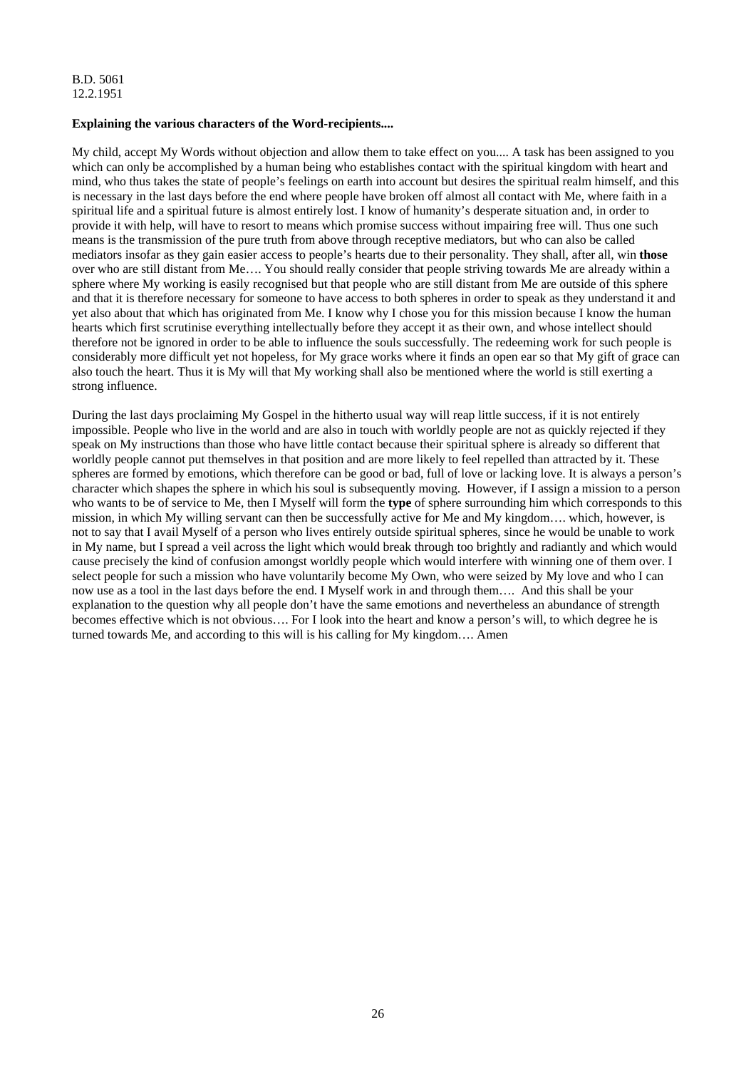B.D. 5061
12.2.1951

**Explaining the various characters of the Word-recipients....**

My child, accept My Words without objection and allow them to take effect on you.... A task has been assigned to you which can only be accomplished by a human being who establishes contact with the spiritual kingdom with heart and mind, who thus takes the state of people's feelings on earth into account but desires the spiritual realm himself, and this is necessary in the last days before the end where people have broken off almost all contact with Me, where faith in a spiritual life and a spiritual future is almost entirely lost. I know of humanity's desperate situation and, in order to provide it with help, will have to resort to means which promise success without impairing free will. Thus one such means is the transmission of the pure truth from above through receptive mediators, but who can also be called mediators insofar as they gain easier access to people's hearts due to their personality. They shall, after all, win **those** over who are still distant from Me…. You should really consider that people striving towards Me are already within a sphere where My working is easily recognised but that people who are still distant from Me are outside of this sphere and that it is therefore necessary for someone to have access to both spheres in order to speak as they understand it and yet also about that which has originated from Me. I know why I chose you for this mission because I know the human hearts which first scrutinise everything intellectually before they accept it as their own, and whose intellect should therefore not be ignored in order to be able to influence the souls successfully. The redeeming work for such people is considerably more difficult yet not hopeless, for My grace works where it finds an open ear so that My gift of grace can also touch the heart. Thus it is My will that My working shall also be mentioned where the world is still exerting a strong influence.

During the last days proclaiming My Gospel in the hitherto usual way will reap little success, if it is not entirely impossible. People who live in the world and are also in touch with worldly people are not as quickly rejected if they speak on My instructions than those who have little contact because their spiritual sphere is already so different that worldly people cannot put themselves in that position and are more likely to feel repelled than attracted by it. These spheres are formed by emotions, which therefore can be good or bad, full of love or lacking love. It is always a person's character which shapes the sphere in which his soul is subsequently moving. However, if I assign a mission to a person who wants to be of service to Me, then I Myself will form the **type** of sphere surrounding him which corresponds to this mission, in which My willing servant can then be successfully active for Me and My kingdom…. which, however, is not to say that I avail Myself of a person who lives entirely outside spiritual spheres, since he would be unable to work in My name, but I spread a veil across the light which would break through too brightly and radiantly and which would cause precisely the kind of confusion amongst worldly people which would interfere with winning one of them over. I select people for such a mission who have voluntarily become My Own, who were seized by My love and who I can now use as a tool in the last days before the end. I Myself work in and through them…. And this shall be your explanation to the question why all people don't have the same emotions and nevertheless an abundance of strength becomes effective which is not obvious…. For I look into the heart and know a person's will, to which degree he is turned towards Me, and according to this will is his calling for My kingdom…. Amen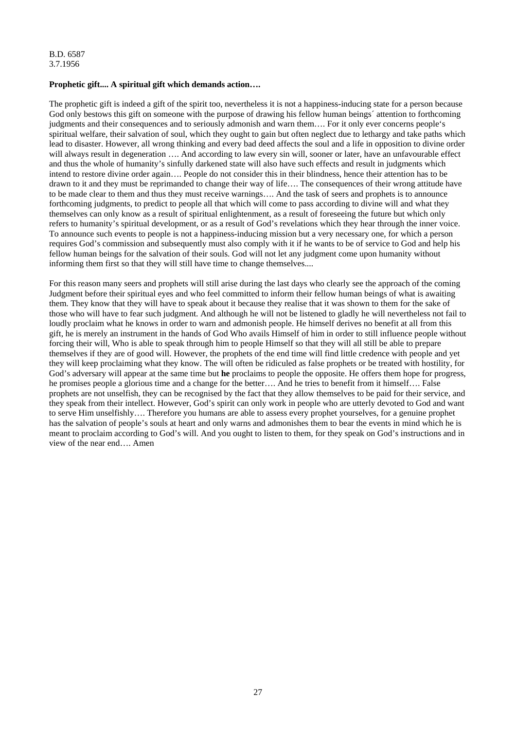B.D. 6587
3.7.1956

**Prophetic gift.... A spiritual gift which demands action….**

The prophetic gift is indeed a gift of the spirit too, nevertheless it is not a happiness-inducing state for a person because God only bestows this gift on someone with the purpose of drawing his fellow human beings´ attention to forthcoming judgments and their consequences and to seriously admonish and warn them…. For it only ever concerns people's spiritual welfare, their salvation of soul, which they ought to gain but often neglect due to lethargy and take paths which lead to disaster. However, all wrong thinking and every bad deed affects the soul and a life in opposition to divine order will always result in degeneration …. And according to law every sin will, sooner or later, have an unfavourable effect and thus the whole of humanity's sinfully darkened state will also have such effects and result in judgments which intend to restore divine order again…. People do not consider this in their blindness, hence their attention has to be drawn to it and they must be reprimanded to change their way of life…. The consequences of their wrong attitude have to be made clear to them and thus they must receive warnings…. And the task of seers and prophets is to announce forthcoming judgments, to predict to people all that which will come to pass according to divine will and what they themselves can only know as a result of spiritual enlightenment, as a result of foreseeing the future but which only refers to humanity's spiritual development, or as a result of God's revelations which they hear through the inner voice. To announce such events to people is not a happiness-inducing mission but a very necessary one, for which a person requires God's commission and subsequently must also comply with it if he wants to be of service to God and help his fellow human beings for the salvation of their souls. God will not let any judgment come upon humanity without informing them first so that they will still have time to change themselves....

For this reason many seers and prophets will still arise during the last days who clearly see the approach of the coming Judgment before their spiritual eyes and who feel committed to inform their fellow human beings of what is awaiting them. They know that they will have to speak about it because they realise that it was shown to them for the sake of those who will have to fear such judgment. And although he will not be listened to gladly he will nevertheless not fail to loudly proclaim what he knows in order to warn and admonish people. He himself derives no benefit at all from this gift, he is merely an instrument in the hands of God Who avails Himself of him in order to still influence people without forcing their will, Who is able to speak through him to people Himself so that they will all still be able to prepare themselves if they are of good will. However, the prophets of the end time will find little credence with people and yet they will keep proclaiming what they know. The will often be ridiculed as false prophets or be treated with hostility, for God's adversary will appear at the same time but **he** proclaims to people the opposite. He offers them hope for progress, he promises people a glorious time and a change for the better…. And he tries to benefit from it himself…. False prophets are not unselfish, they can be recognised by the fact that they allow themselves to be paid for their service, and they speak from their intellect. However, God's spirit can only work in people who are utterly devoted to God and want to serve Him unselfishly…. Therefore you humans are able to assess every prophet yourselves, for a genuine prophet has the salvation of people's souls at heart and only warns and admonishes them to bear the events in mind which he is meant to proclaim according to God's will. And you ought to listen to them, for they speak on God's instructions and in view of the near end…. Amen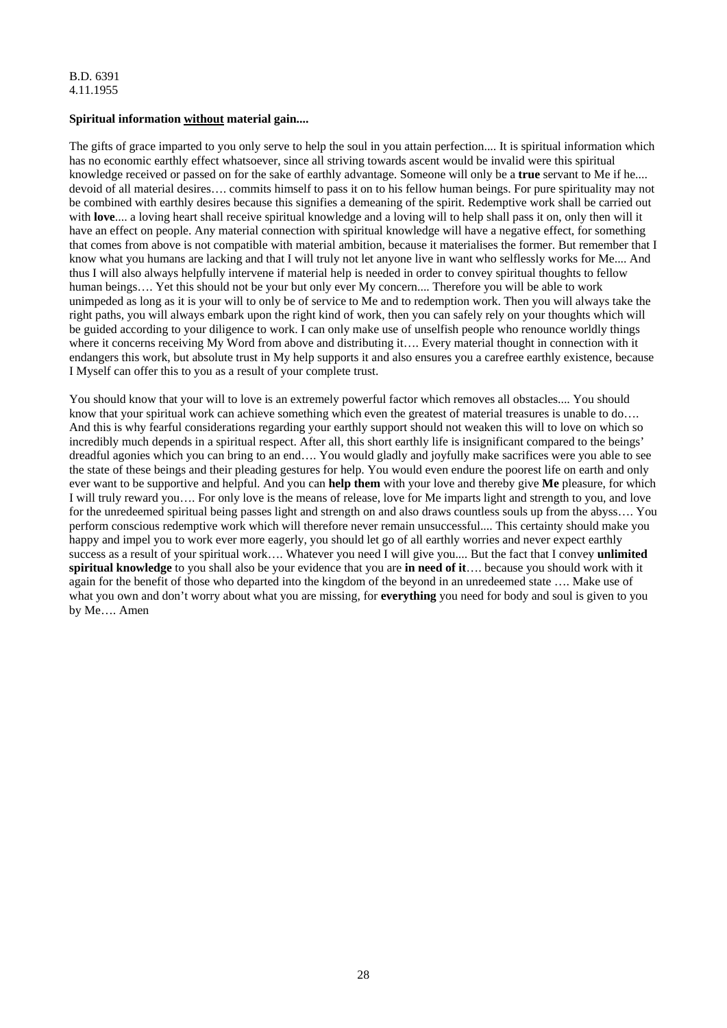B.D. 6391
4.11.1955

**Spiritual information <u>without</u> material gain....**

The gifts of grace imparted to you only serve to help the soul in you attain perfection.... It is spiritual information which has no economic earthly effect whatsoever, since all striving towards ascent would be invalid were this spiritual knowledge received or passed on for the sake of earthly advantage. Someone will only be a **true** servant to Me if he.... devoid of all material desires…. commits himself to pass it on to his fellow human beings. For pure spirituality may not be combined with earthly desires because this signifies a demeaning of the spirit. Redemptive work shall be carried out with **love**.... a loving heart shall receive spiritual knowledge and a loving will to help shall pass it on, only then will it have an effect on people. Any material connection with spiritual knowledge will have a negative effect, for something that comes from above is not compatible with material ambition, because it materialises the former. But remember that I know what you humans are lacking and that I will truly not let anyone live in want who selflessly works for Me.... And thus I will also always helpfully intervene if material help is needed in order to convey spiritual thoughts to fellow human beings…. Yet this should not be your but only ever My concern.... Therefore you will be able to work unimpeded as long as it is your will to only be of service to Me and to redemption work. Then you will always take the right paths, you will always embark upon the right kind of work, then you can safely rely on your thoughts which will be guided according to your diligence to work. I can only make use of unselfish people who renounce worldly things where it concerns receiving My Word from above and distributing it…. Every material thought in connection with it endangers this work, but absolute trust in My help supports it and also ensures you a carefree earthly existence, because I Myself can offer this to you as a result of your complete trust.

You should know that your will to love is an extremely powerful factor which removes all obstacles.... You should know that your spiritual work can achieve something which even the greatest of material treasures is unable to do…. And this is why fearful considerations regarding your earthly support should not weaken this will to love on which so incredibly much depends in a spiritual respect. After all, this short earthly life is insignificant compared to the beings' dreadful agonies which you can bring to an end…. You would gladly and joyfully make sacrifices were you able to see the state of these beings and their pleading gestures for help. You would even endure the poorest life on earth and only ever want to be supportive and helpful. And you can **help them** with your love and thereby give **Me** pleasure, for which I will truly reward you…. For only love is the means of release, love for Me imparts light and strength to you, and love for the unredeemed spiritual being passes light and strength on and also draws countless souls up from the abyss…. You perform conscious redemptive work which will therefore never remain unsuccessful.... This certainty should make you happy and impel you to work ever more eagerly, you should let go of all earthly worries and never expect earthly success as a result of your spiritual work…. Whatever you need I will give you.... But the fact that I convey **unlimited spiritual knowledge** to you shall also be your evidence that you are **in need of it**…. because you should work with it again for the benefit of those who departed into the kingdom of the beyond in an unredeemed state …. Make use of what you own and don't worry about what you are missing, for **everything** you need for body and soul is given to you by Me…. Amen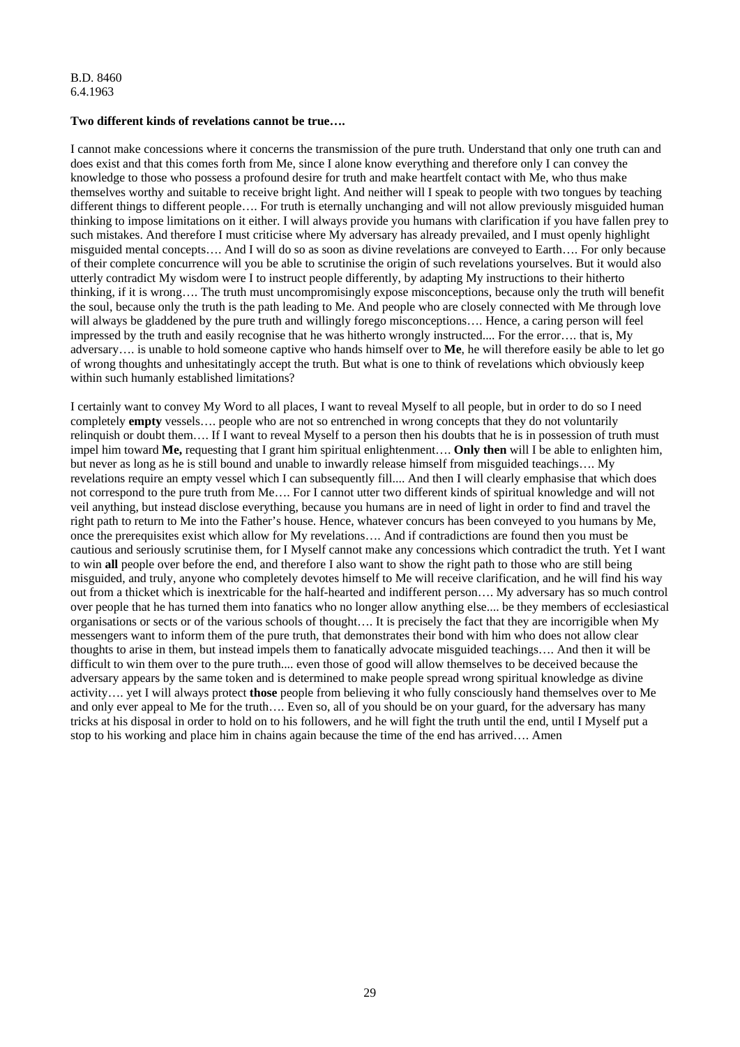B.D. 8460
6.4.1963

**Two different kinds of revelations cannot be true….**

I cannot make concessions where it concerns the transmission of the pure truth. Understand that only one truth can and does exist and that this comes forth from Me, since I alone know everything and therefore only I can convey the knowledge to those who possess a profound desire for truth and make heartfelt contact with Me, who thus make themselves worthy and suitable to receive bright light. And neither will I speak to people with two tongues by teaching different things to different people…. For truth is eternally unchanging and will not allow previously misguided human thinking to impose limitations on it either. I will always provide you humans with clarification if you have fallen prey to such mistakes. And therefore I must criticise where My adversary has already prevailed, and I must openly highlight misguided mental concepts…. And I will do so as soon as divine revelations are conveyed to Earth…. For only because of their complete concurrence will you be able to scrutinise the origin of such revelations yourselves. But it would also utterly contradict My wisdom were I to instruct people differently, by adapting My instructions to their hitherto thinking, if it is wrong…. The truth must uncompromisingly expose misconceptions, because only the truth will benefit the soul, because only the truth is the path leading to Me. And people who are closely connected with Me through love will always be gladdened by the pure truth and willingly forego misconceptions…. Hence, a caring person will feel impressed by the truth and easily recognise that he was hitherto wrongly instructed.... For the error…. that is, My adversary…. is unable to hold someone captive who hands himself over to **Me**, he will therefore easily be able to let go of wrong thoughts and unhesitatingly accept the truth. But what is one to think of revelations which obviously keep within such humanly established limitations?

I certainly want to convey My Word to all places, I want to reveal Myself to all people, but in order to do so I need completely **empty** vessels…. people who are not so entrenched in wrong concepts that they do not voluntarily relinquish or doubt them…. If I want to reveal Myself to a person then his doubts that he is in possession of truth must impel him toward **Me,** requesting that I grant him spiritual enlightenment…. **Only then** will I be able to enlighten him, but never as long as he is still bound and unable to inwardly release himself from misguided teachings…. My revelations require an empty vessel which I can subsequently fill.... And then I will clearly emphasise that which does not correspond to the pure truth from Me…. For I cannot utter two different kinds of spiritual knowledge and will not veil anything, but instead disclose everything, because you humans are in need of light in order to find and travel the right path to return to Me into the Father's house. Hence, whatever concurs has been conveyed to you humans by Me, once the prerequisites exist which allow for My revelations…. And if contradictions are found then you must be cautious and seriously scrutinise them, for I Myself cannot make any concessions which contradict the truth. Yet I want to win **all** people over before the end, and therefore I also want to show the right path to those who are still being misguided, and truly, anyone who completely devotes himself to Me will receive clarification, and he will find his way out from a thicket which is inextricable for the half-hearted and indifferent person…. My adversary has so much control over people that he has turned them into fanatics who no longer allow anything else.... be they members of ecclesiastical organisations or sects or of the various schools of thought…. It is precisely the fact that they are incorrigible when My messengers want to inform them of the pure truth, that demonstrates their bond with him who does not allow clear thoughts to arise in them, but instead impels them to fanatically advocate misguided teachings…. And then it will be difficult to win them over to the pure truth.... even those of good will allow themselves to be deceived because the adversary appears by the same token and is determined to make people spread wrong spiritual knowledge as divine activity…. yet I will always protect **those** people from believing it who fully consciously hand themselves over to Me and only ever appeal to Me for the truth…. Even so, all of you should be on your guard, for the adversary has many tricks at his disposal in order to hold on to his followers, and he will fight the truth until the end, until I Myself put a stop to his working and place him in chains again because the time of the end has arrived…. Amen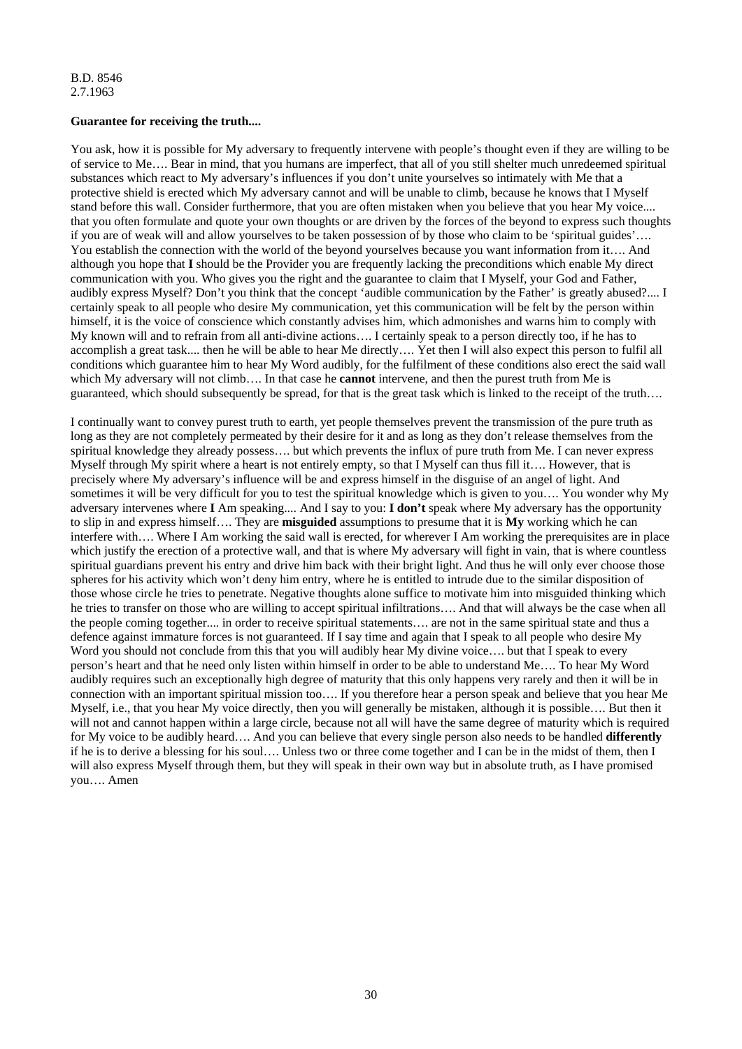B.D. 8546
2.7.1963

**Guarantee for receiving the truth....**

You ask, how it is possible for My adversary to frequently intervene with people's thought even if they are willing to be of service to Me…. Bear in mind, that you humans are imperfect, that all of you still shelter much unredeemed spiritual substances which react to My adversary's influences if you don't unite yourselves so intimately with Me that a protective shield is erected which My adversary cannot and will be unable to climb, because he knows that I Myself stand before this wall. Consider furthermore, that you are often mistaken when you believe that you hear My voice.... that you often formulate and quote your own thoughts or are driven by the forces of the beyond to express such thoughts if you are of weak will and allow yourselves to be taken possession of by those who claim to be 'spiritual guides'…. You establish the connection with the world of the beyond yourselves because you want information from it…. And although you hope that **I** should be the Provider you are frequently lacking the preconditions which enable My direct communication with you. Who gives you the right and the guarantee to claim that I Myself, your God and Father, audibly express Myself? Don't you think that the concept 'audible communication by the Father' is greatly abused?.... I certainly speak to all people who desire My communication, yet this communication will be felt by the person within himself, it is the voice of conscience which constantly advises him, which admonishes and warns him to comply with My known will and to refrain from all anti-divine actions…. I certainly speak to a person directly too, if he has to accomplish a great task.... then he will be able to hear Me directly…. Yet then I will also expect this person to fulfil all conditions which guarantee him to hear My Word audibly, for the fulfilment of these conditions also erect the said wall which My adversary will not climb…. In that case he **cannot** intervene, and then the purest truth from Me is guaranteed, which should subsequently be spread, for that is the great task which is linked to the receipt of the truth….

I continually want to convey purest truth to earth, yet people themselves prevent the transmission of the pure truth as long as they are not completely permeated by their desire for it and as long as they don't release themselves from the spiritual knowledge they already possess…. but which prevents the influx of pure truth from Me. I can never express Myself through My spirit where a heart is not entirely empty, so that I Myself can thus fill it…. However, that is precisely where My adversary's influence will be and express himself in the disguise of an angel of light. And sometimes it will be very difficult for you to test the spiritual knowledge which is given to you…. You wonder why My adversary intervenes where **I** Am speaking.... And I say to you: **I don't** speak where My adversary has the opportunity to slip in and express himself…. They are **misguided** assumptions to presume that it is **My** working which he can interfere with…. Where I Am working the said wall is erected, for wherever I Am working the prerequisites are in place which justify the erection of a protective wall, and that is where My adversary will fight in vain, that is where countless spiritual guardians prevent his entry and drive him back with their bright light. And thus he will only ever choose those spheres for his activity which won't deny him entry, where he is entitled to intrude due to the similar disposition of those whose circle he tries to penetrate. Negative thoughts alone suffice to motivate him into misguided thinking which he tries to transfer on those who are willing to accept spiritual infiltrations…. And that will always be the case when all the people coming together.... in order to receive spiritual statements…. are not in the same spiritual state and thus a defence against immature forces is not guaranteed. If I say time and again that I speak to all people who desire My Word you should not conclude from this that you will audibly hear My divine voice…. but that I speak to every person's heart and that he need only listen within himself in order to be able to understand Me…. To hear My Word audibly requires such an exceptionally high degree of maturity that this only happens very rarely and then it will be in connection with an important spiritual mission too…. If you therefore hear a person speak and believe that you hear Me Myself, i.e., that you hear My voice directly, then you will generally be mistaken, although it is possible…. But then it will not and cannot happen within a large circle, because not all will have the same degree of maturity which is required for My voice to be audibly heard…. And you can believe that every single person also needs to be handled **differently** if he is to derive a blessing for his soul…. Unless two or three come together and I can be in the midst of them, then I will also express Myself through them, but they will speak in their own way but in absolute truth, as I have promised you…. Amen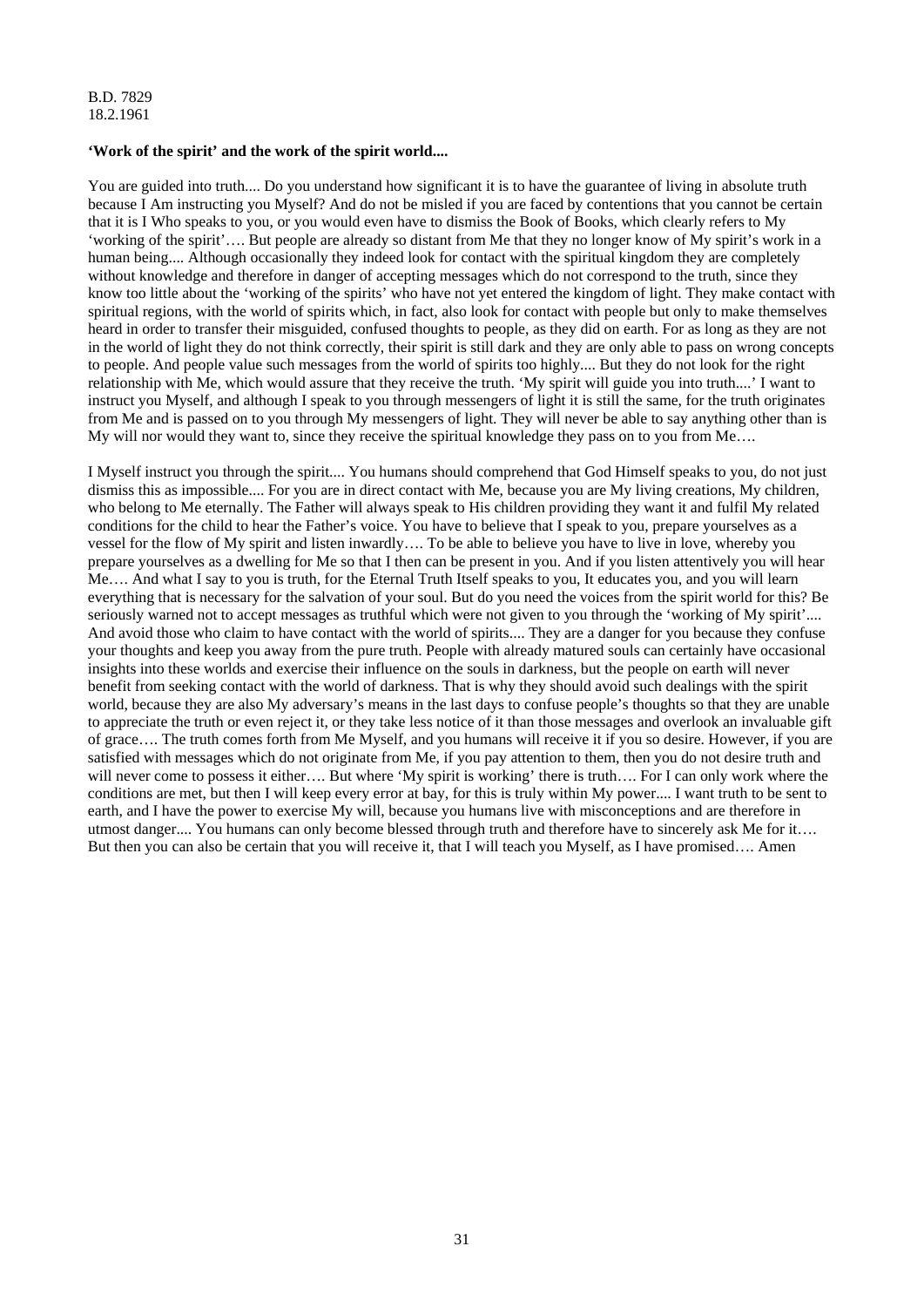B.D. 7829
18.2.1961

**'Work of the spirit' and the work of the spirit world....**

You are guided into truth.... Do you understand how significant it is to have the guarantee of living in absolute truth because I Am instructing you Myself? And do not be misled if you are faced by contentions that you cannot be certain that it is I Who speaks to you, or you would even have to dismiss the Book of Books, which clearly refers to My 'working of the spirit'…. But people are already so distant from Me that they no longer know of My spirit's work in a human being.... Although occasionally they indeed look for contact with the spiritual kingdom they are completely without knowledge and therefore in danger of accepting messages which do not correspond to the truth, since they know too little about the 'working of the spirits' who have not yet entered the kingdom of light. They make contact with spiritual regions, with the world of spirits which, in fact, also look for contact with people but only to make themselves heard in order to transfer their misguided, confused thoughts to people, as they did on earth. For as long as they are not in the world of light they do not think correctly, their spirit is still dark and they are only able to pass on wrong concepts to people. And people value such messages from the world of spirits too highly.... But they do not look for the right relationship with Me, which would assure that they receive the truth. 'My spirit will guide you into truth....' I want to instruct you Myself, and although I speak to you through messengers of light it is still the same, for the truth originates from Me and is passed on to you through My messengers of light. They will never be able to say anything other than is My will nor would they want to, since they receive the spiritual knowledge they pass on to you from Me….

I Myself instruct you through the spirit.... You humans should comprehend that God Himself speaks to you, do not just dismiss this as impossible.... For you are in direct contact with Me, because you are My living creations, My children, who belong to Me eternally. The Father will always speak to His children providing they want it and fulfil My related conditions for the child to hear the Father's voice. You have to believe that I speak to you, prepare yourselves as a vessel for the flow of My spirit and listen inwardly…. To be able to believe you have to live in love, whereby you prepare yourselves as a dwelling for Me so that I then can be present in you. And if you listen attentively you will hear Me…. And what I say to you is truth, for the Eternal Truth Itself speaks to you, It educates you, and you will learn everything that is necessary for the salvation of your soul. But do you need the voices from the spirit world for this? Be seriously warned not to accept messages as truthful which were not given to you through the 'working of My spirit'.... And avoid those who claim to have contact with the world of spirits.... They are a danger for you because they confuse your thoughts and keep you away from the pure truth. People with already matured souls can certainly have occasional insights into these worlds and exercise their influence on the souls in darkness, but the people on earth will never benefit from seeking contact with the world of darkness. That is why they should avoid such dealings with the spirit world, because they are also My adversary's means in the last days to confuse people's thoughts so that they are unable to appreciate the truth or even reject it, or they take less notice of it than those messages and overlook an invaluable gift of grace…. The truth comes forth from Me Myself, and you humans will receive it if you so desire. However, if you are satisfied with messages which do not originate from Me, if you pay attention to them, then you do not desire truth and will never come to possess it either…. But where 'My spirit is working' there is truth…. For I can only work where the conditions are met, but then I will keep every error at bay, for this is truly within My power.... I want truth to be sent to earth, and I have the power to exercise My will, because you humans live with misconceptions and are therefore in utmost danger.... You humans can only become blessed through truth and therefore have to sincerely ask Me for it…. But then you can also be certain that you will receive it, that I will teach you Myself, as I have promised…. Amen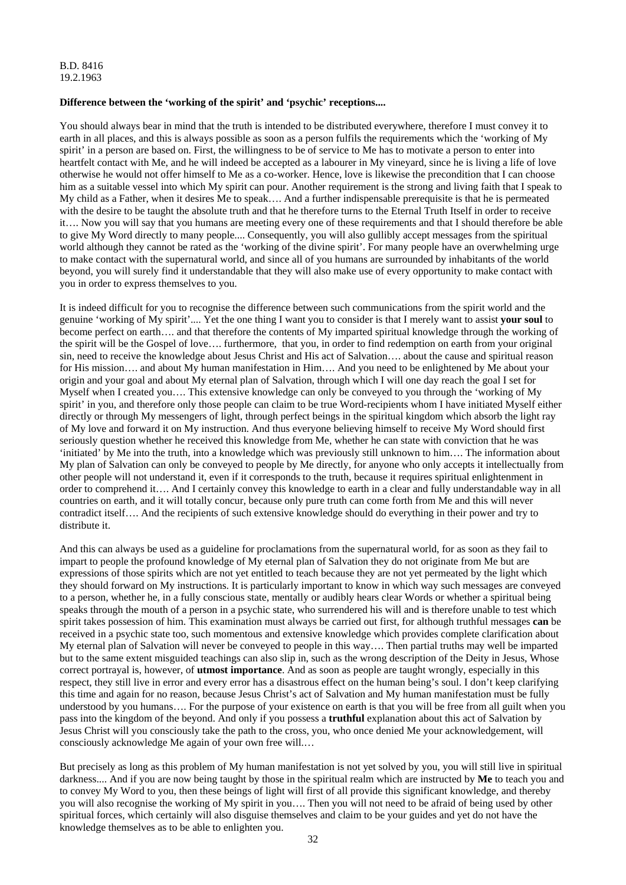B.D. 8416
19.2.1963

**Difference between the 'working of the spirit' and 'psychic' receptions....**

You should always bear in mind that the truth is intended to be distributed everywhere, therefore I must convey it to earth in all places, and this is always possible as soon as a person fulfils the requirements which the 'working of My spirit' in a person are based on. First, the willingness to be of service to Me has to motivate a person to enter into heartfelt contact with Me, and he will indeed be accepted as a labourer in My vineyard, since he is living a life of love otherwise he would not offer himself to Me as a co-worker. Hence, love is likewise the precondition that I can choose him as a suitable vessel into which My spirit can pour. Another requirement is the strong and living faith that I speak to My child as a Father, when it desires Me to speak…. And a further indispensable prerequisite is that he is permeated with the desire to be taught the absolute truth and that he therefore turns to the Eternal Truth Itself in order to receive it…. Now you will say that you humans are meeting every one of these requirements and that I should therefore be able to give My Word directly to many people.... Consequently, you will also gullibly accept messages from the spiritual world although they cannot be rated as the 'working of the divine spirit'. For many people have an overwhelming urge to make contact with the supernatural world, and since all of you humans are surrounded by inhabitants of the world beyond, you will surely find it understandable that they will also make use of every opportunity to make contact with you in order to express themselves to you.

It is indeed difficult for you to recognise the difference between such communications from the spirit world and the genuine 'working of My spirit'.... Yet the one thing I want you to consider is that I merely want to assist **your soul** to become perfect on earth…. and that therefore the contents of My imparted spiritual knowledge through the working of the spirit will be the Gospel of love…. furthermore, that you, in order to find redemption on earth from your original sin, need to receive the knowledge about Jesus Christ and His act of Salvation…. about the cause and spiritual reason for His mission…. and about My human manifestation in Him…. And you need to be enlightened by Me about your origin and your goal and about My eternal plan of Salvation, through which I will one day reach the goal I set for Myself when I created you…. This extensive knowledge can only be conveyed to you through the 'working of My spirit' in you, and therefore only those people can claim to be true Word-recipients whom I have initiated Myself either directly or through My messengers of light, through perfect beings in the spiritual kingdom which absorb the light ray of My love and forward it on My instruction. And thus everyone believing himself to receive My Word should first seriously question whether he received this knowledge from Me, whether he can state with conviction that he was 'initiated' by Me into the truth, into a knowledge which was previously still unknown to him…. The information about My plan of Salvation can only be conveyed to people by Me directly, for anyone who only accepts it intellectually from other people will not understand it, even if it corresponds to the truth, because it requires spiritual enlightenment in order to comprehend it…. And I certainly convey this knowledge to earth in a clear and fully understandable way in all countries on earth, and it will totally concur, because only pure truth can come forth from Me and this will never contradict itself…. And the recipients of such extensive knowledge should do everything in their power and try to distribute it.

And this can always be used as a guideline for proclamations from the supernatural world, for as soon as they fail to impart to people the profound knowledge of My eternal plan of Salvation they do not originate from Me but are expressions of those spirits which are not yet entitled to teach because they are not yet permeated by the light which they should forward on My instructions. It is particularly important to know in which way such messages are conveyed to a person, whether he, in a fully conscious state, mentally or audibly hears clear Words or whether a spiritual being speaks through the mouth of a person in a psychic state, who surrendered his will and is therefore unable to test which spirit takes possession of him. This examination must always be carried out first, for although truthful messages **can** be received in a psychic state too, such momentous and extensive knowledge which provides complete clarification about My eternal plan of Salvation will never be conveyed to people in this way…. Then partial truths may well be imparted but to the same extent misguided teachings can also slip in, such as the wrong description of the Deity in Jesus, Whose correct portrayal is, however, of **utmost importance**. And as soon as people are taught wrongly, especially in this respect, they still live in error and every error has a disastrous effect on the human being's soul. I don't keep clarifying this time and again for no reason, because Jesus Christ's act of Salvation and My human manifestation must be fully understood by you humans…. For the purpose of your existence on earth is that you will be free from all guilt when you pass into the kingdom of the beyond. And only if you possess a **truthful** explanation about this act of Salvation by Jesus Christ will you consciously take the path to the cross, you, who once denied Me your acknowledgement, will consciously acknowledge Me again of your own free will.…

But precisely as long as this problem of My human manifestation is not yet solved by you, you will still live in spiritual darkness.... And if you are now being taught by those in the spiritual realm which are instructed by **Me** to teach you and to convey My Word to you, then these beings of light will first of all provide this significant knowledge, and thereby you will also recognise the working of My spirit in you…. Then you will not need to be afraid of being used by other spiritual forces, which certainly will also disguise themselves and claim to be your guides and yet do not have the knowledge themselves as to be able to enlighten you.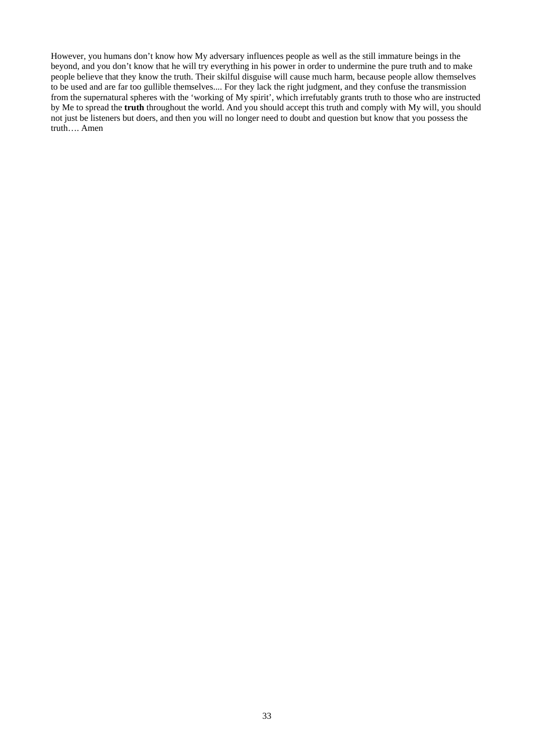However, you humans don’t know how My adversary influences people as well as the still immature beings in the beyond, and you don’t know that he will try everything in his power in order to undermine the pure truth and to make people believe that they know the truth. Their skilful disguise will cause much harm, because people allow themselves to be used and are far too gullible themselves.... For they lack the right judgment, and they confuse the transmission from the supernatural spheres with the ‘working of My spirit’, which irrefutably grants truth to those who are instructed by Me to spread the **truth** throughout the world. And you should accept this truth and comply with My will, you should not just be listeners but doers, and then you will no longer need to doubt and question but know that you possess the truth…. Amen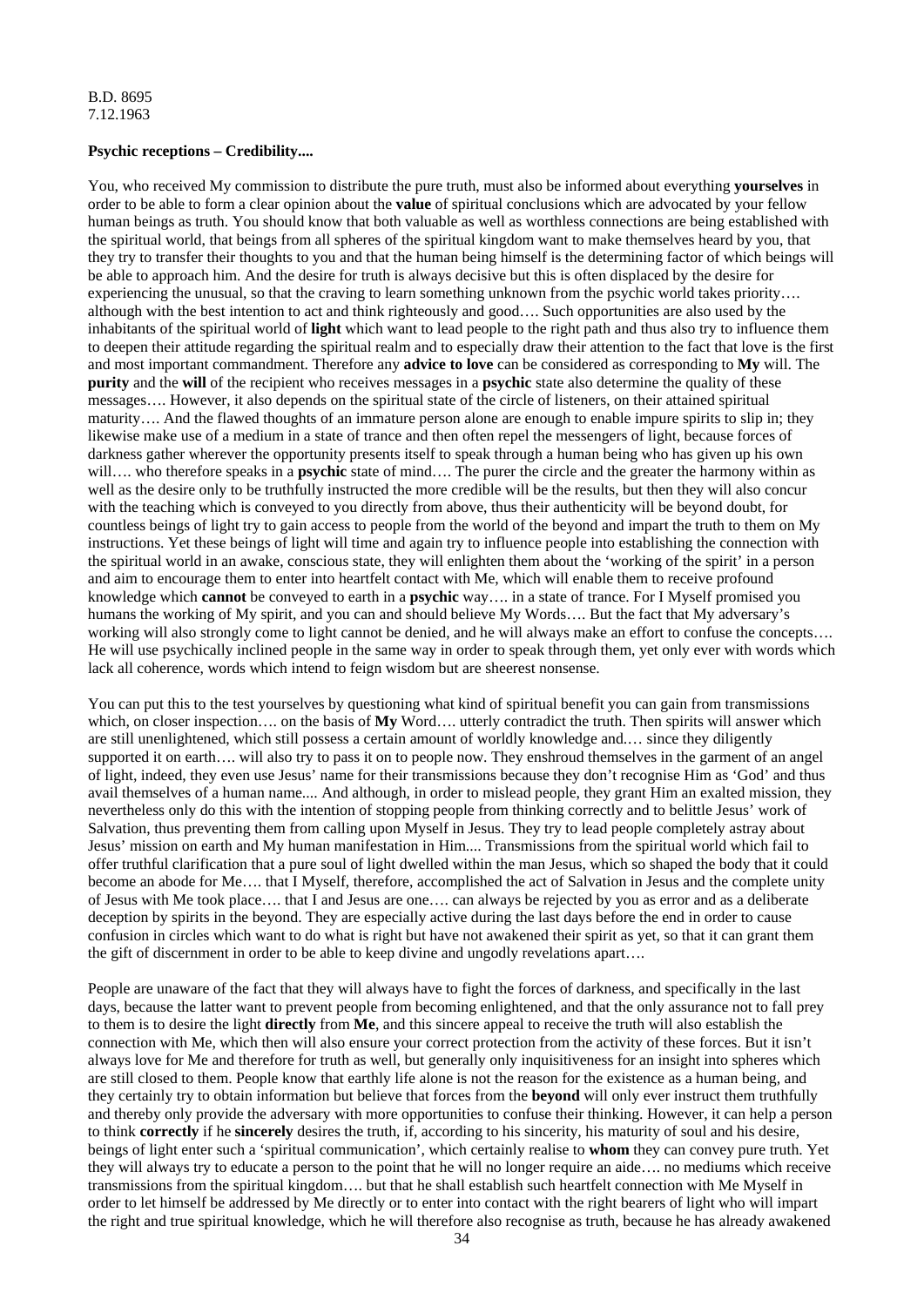B.D. 8695
7.12.1963

**Psychic receptions – Credibility....**

You, who received My commission to distribute the pure truth, must also be informed about everything **yourselves** in order to be able to form a clear opinion about the **value** of spiritual conclusions which are advocated by your fellow human beings as truth. You should know that both valuable as well as worthless connections are being established with the spiritual world, that beings from all spheres of the spiritual kingdom want to make themselves heard by you, that they try to transfer their thoughts to you and that the human being himself is the determining factor of which beings will be able to approach him. And the desire for truth is always decisive but this is often displaced by the desire for experiencing the unusual, so that the craving to learn something unknown from the psychic world takes priority…. although with the best intention to act and think righteously and good…. Such opportunities are also used by the inhabitants of the spiritual world of **light** which want to lead people to the right path and thus also try to influence them to deepen their attitude regarding the spiritual realm and to especially draw their attention to the fact that love is the first and most important commandment. Therefore any **advice to love** can be considered as corresponding to **My** will. The **purity** and the **will** of the recipient who receives messages in a **psychic** state also determine the quality of these messages…. However, it also depends on the spiritual state of the circle of listeners, on their attained spiritual maturity…. And the flawed thoughts of an immature person alone are enough to enable impure spirits to slip in; they likewise make use of a medium in a state of trance and then often repel the messengers of light, because forces of darkness gather wherever the opportunity presents itself to speak through a human being who has given up his own will…. who therefore speaks in a **psychic** state of mind…. The purer the circle and the greater the harmony within as well as the desire only to be truthfully instructed the more credible will be the results, but then they will also concur with the teaching which is conveyed to you directly from above, thus their authenticity will be beyond doubt, for countless beings of light try to gain access to people from the world of the beyond and impart the truth to them on My instructions. Yet these beings of light will time and again try to influence people into establishing the connection with the spiritual world in an awake, conscious state, they will enlighten them about the 'working of the spirit' in a person and aim to encourage them to enter into heartfelt contact with Me, which will enable them to receive profound knowledge which **cannot** be conveyed to earth in a **psychic** way…. in a state of trance. For I Myself promised you humans the working of My spirit, and you can and should believe My Words…. But the fact that My adversary's working will also strongly come to light cannot be denied, and he will always make an effort to confuse the concepts…. He will use psychically inclined people in the same way in order to speak through them, yet only ever with words which lack all coherence, words which intend to feign wisdom but are sheerest nonsense.

You can put this to the test yourselves by questioning what kind of spiritual benefit you can gain from transmissions which, on closer inspection…. on the basis of **My** Word…. utterly contradict the truth. Then spirits will answer which are still unenlightened, which still possess a certain amount of worldly knowledge and.… since they diligently supported it on earth…. will also try to pass it on to people now. They enshroud themselves in the garment of an angel of light, indeed, they even use Jesus' name for their transmissions because they don't recognise Him as 'God' and thus avail themselves of a human name.... And although, in order to mislead people, they grant Him an exalted mission, they nevertheless only do this with the intention of stopping people from thinking correctly and to belittle Jesus' work of Salvation, thus preventing them from calling upon Myself in Jesus. They try to lead people completely astray about Jesus' mission on earth and My human manifestation in Him.... Transmissions from the spiritual world which fail to offer truthful clarification that a pure soul of light dwelled within the man Jesus, which so shaped the body that it could become an abode for Me…. that I Myself, therefore, accomplished the act of Salvation in Jesus and the complete unity of Jesus with Me took place…. that I and Jesus are one…. can always be rejected by you as error and as a deliberate deception by spirits in the beyond. They are especially active during the last days before the end in order to cause confusion in circles which want to do what is right but have not awakened their spirit as yet, so that it can grant them the gift of discernment in order to be able to keep divine and ungodly revelations apart….

People are unaware of the fact that they will always have to fight the forces of darkness, and specifically in the last days, because the latter want to prevent people from becoming enlightened, and that the only assurance not to fall prey to them is to desire the light **directly** from **Me**, and this sincere appeal to receive the truth will also establish the connection with Me, which then will also ensure your correct protection from the activity of these forces. But it isn't always love for Me and therefore for truth as well, but generally only inquisitiveness for an insight into spheres which are still closed to them. People know that earthly life alone is not the reason for the existence as a human being, and they certainly try to obtain information but believe that forces from the **beyond** will only ever instruct them truthfully and thereby only provide the adversary with more opportunities to confuse their thinking. However, it can help a person to think **correctly** if he **sincerely** desires the truth, if, according to his sincerity, his maturity of soul and his desire, beings of light enter such a 'spiritual communication', which certainly realise to **whom** they can convey pure truth. Yet they will always try to educate a person to the point that he will no longer require an aide…. no mediums which receive transmissions from the spiritual kingdom…. but that he shall establish such heartfelt connection with Me Myself in order to let himself be addressed by Me directly or to enter into contact with the right bearers of light who will impart the right and true spiritual knowledge, which he will therefore also recognise as truth, because he has already awakened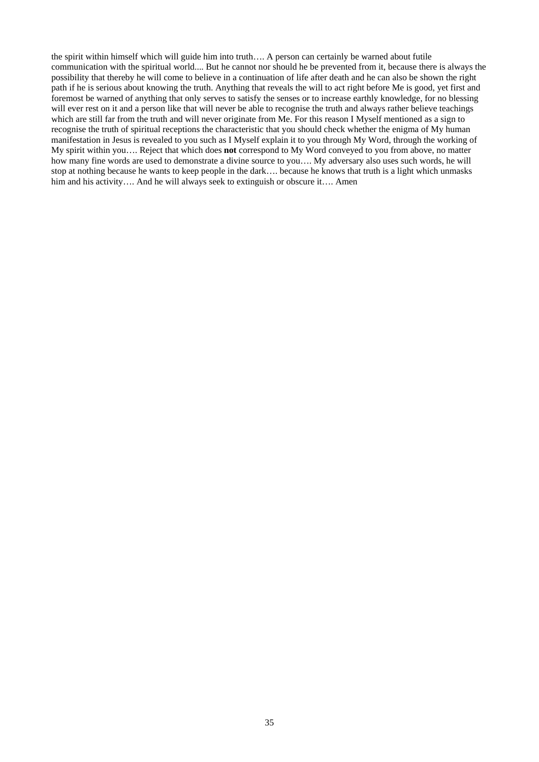the spirit within himself which will guide him into truth…. A person can certainly be warned about futile communication with the spiritual world.... But he cannot nor should he be prevented from it, because there is always the possibility that thereby he will come to believe in a continuation of life after death and he can also be shown the right path if he is serious about knowing the truth. Anything that reveals the will to act right before Me is good, yet first and foremost be warned of anything that only serves to satisfy the senses or to increase earthly knowledge, for no blessing will ever rest on it and a person like that will never be able to recognise the truth and always rather believe teachings which are still far from the truth and will never originate from Me. For this reason I Myself mentioned as a sign to recognise the truth of spiritual receptions the characteristic that you should check whether the enigma of My human manifestation in Jesus is revealed to you such as I Myself explain it to you through My Word, through the working of My spirit within you…. Reject that which does **not** correspond to My Word conveyed to you from above, no matter how many fine words are used to demonstrate a divine source to you…. My adversary also uses such words, he will stop at nothing because he wants to keep people in the dark…. because he knows that truth is a light which unmasks him and his activity…. And he will always seek to extinguish or obscure it…. Amen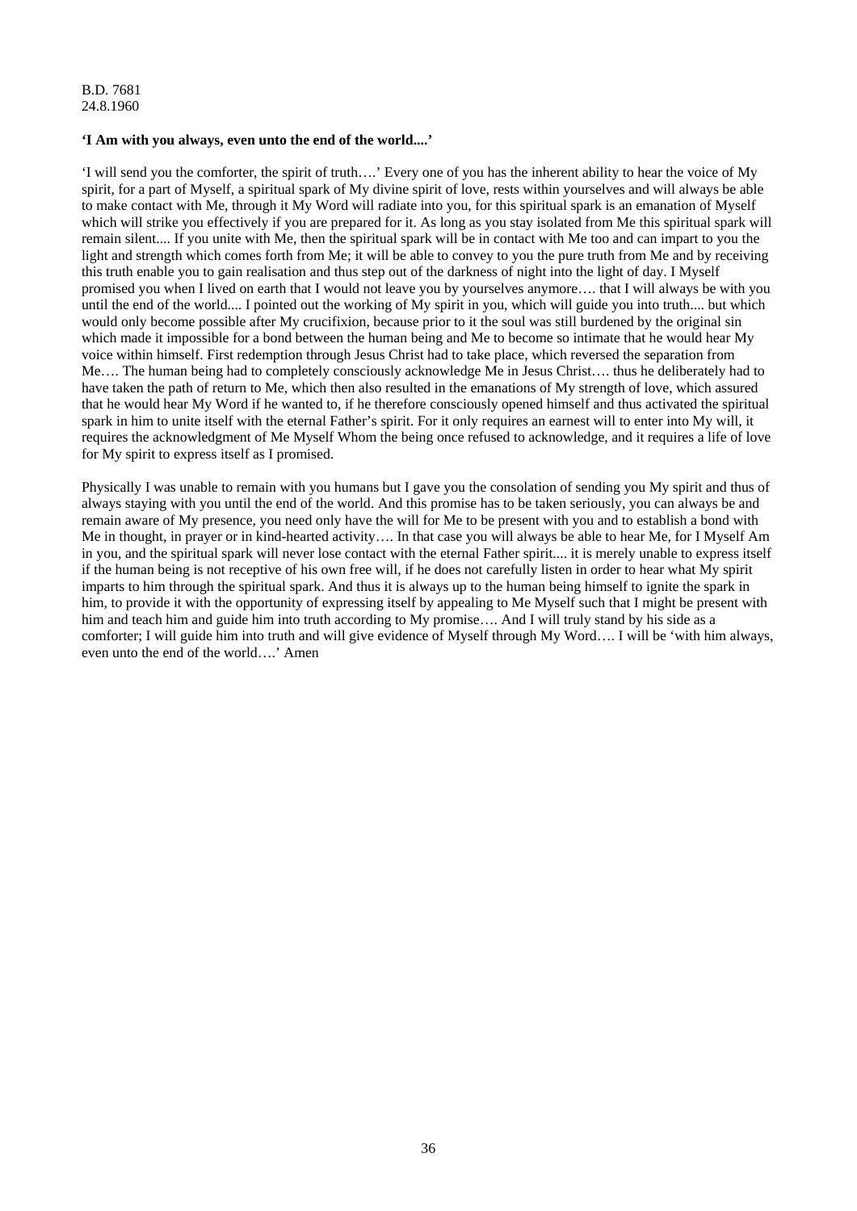B.D. 7681
24.8.1960

**'I Am with you always, even unto the end of the world....'**

'I will send you the comforter, the spirit of truth….' Every one of you has the inherent ability to hear the voice of My spirit, for a part of Myself, a spiritual spark of My divine spirit of love, rests within yourselves and will always be able to make contact with Me, through it My Word will radiate into you, for this spiritual spark is an emanation of Myself which will strike you effectively if you are prepared for it. As long as you stay isolated from Me this spiritual spark will remain silent.... If you unite with Me, then the spiritual spark will be in contact with Me too and can impart to you the light and strength which comes forth from Me; it will be able to convey to you the pure truth from Me and by receiving this truth enable you to gain realisation and thus step out of the darkness of night into the light of day. I Myself promised you when I lived on earth that I would not leave you by yourselves anymore…. that I will always be with you until the end of the world.... I pointed out the working of My spirit in you, which will guide you into truth.... but which would only become possible after My crucifixion, because prior to it the soul was still burdened by the original sin which made it impossible for a bond between the human being and Me to become so intimate that he would hear My voice within himself. First redemption through Jesus Christ had to take place, which reversed the separation from Me…. The human being had to completely consciously acknowledge Me in Jesus Christ…. thus he deliberately had to have taken the path of return to Me, which then also resulted in the emanations of My strength of love, which assured that he would hear My Word if he wanted to, if he therefore consciously opened himself and thus activated the spiritual spark in him to unite itself with the eternal Father's spirit. For it only requires an earnest will to enter into My will, it requires the acknowledgment of Me Myself Whom the being once refused to acknowledge, and it requires a life of love for My spirit to express itself as I promised.

Physically I was unable to remain with you humans but I gave you the consolation of sending you My spirit and thus of always staying with you until the end of the world. And this promise has to be taken seriously, you can always be and remain aware of My presence, you need only have the will for Me to be present with you and to establish a bond with Me in thought, in prayer or in kind-hearted activity…. In that case you will always be able to hear Me, for I Myself Am in you, and the spiritual spark will never lose contact with the eternal Father spirit.... it is merely unable to express itself if the human being is not receptive of his own free will, if he does not carefully listen in order to hear what My spirit imparts to him through the spiritual spark. And thus it is always up to the human being himself to ignite the spark in him, to provide it with the opportunity of expressing itself by appealing to Me Myself such that I might be present with him and teach him and guide him into truth according to My promise…. And I will truly stand by his side as a comforter; I will guide him into truth and will give evidence of Myself through My Word…. I will be 'with him always, even unto the end of the world….' Amen